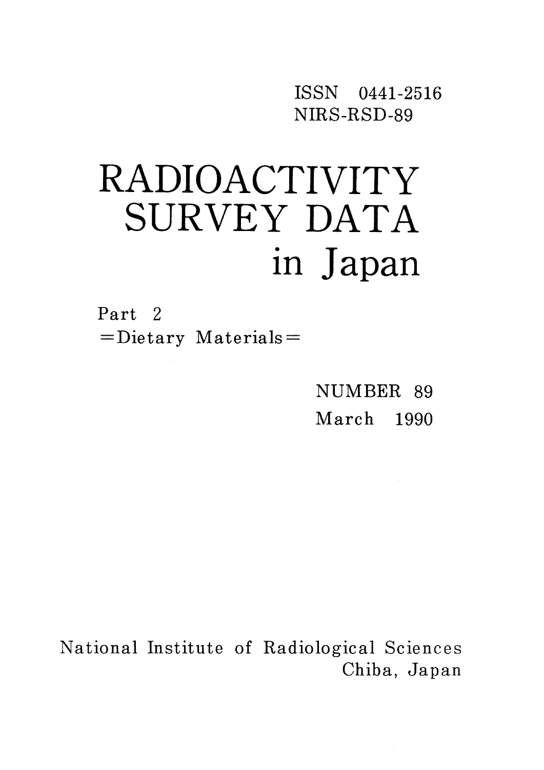ISSN 0441-2516
NIRS-RSD-89

# RADIOACTIVITY SURVEY DATA in Japan

Part 2
=Dietary Materials=

NUMBER 89
March 1990

National Institute of Radiological Sciences
Chiba, Japan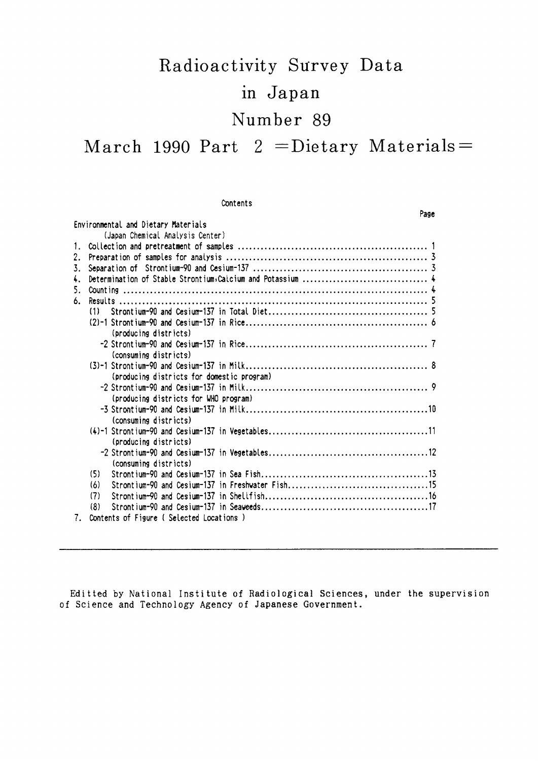# Radioactivity Survey Data in Japan

# Number 89

# March 1990 Part 2 =Dietary Materials=

Contents

| | Page |
|---|---|
| Environmental and Dietary Materials | |
| (Japan Chemical Analysis Center) | |
| 1. Collection and pretreatment of samples | 1 |
| 2. Preparation of samples for analysis | 3 |
| 3. Separation of Strontium-90 and Cesium-137 | 3 |
| 4. Determination of Stable Strontium,Calcium and Potassium | 4 |
| 5. Counting | 4 |
| 6. Results | 5 |
| (1) Strontium-90 and Cesium-137 in Total Diet | 5 |
| (2)-1 Strontium-90 and Cesium-137 in Rice (producing districts) | 6 |
| -2 Strontium-90 and Cesium-137 in Rice (consuming districts) | 7 |
| (3)-1 Strontium-90 and Cesium-137 in Milk (producing districts for domestic program) | 8 |
| -2 Strontium-90 and Cesium-137 in Milk (producing districts for WHO program) | 9 |
| -3 Strontium-90 and Cesium-137 in Milk (consuming districts) | 10 |
| (4)-1 Strontium-90 and Cesium-137 in Vegetables (producing districts) | 11 |
| -2 Strontium-90 and Cesium-137 in Vegetables (consuming districts) | 12 |
| (5) Strontium-90 and Cesium-137 in Sea Fish | 13 |
| (6) Strontium-90 and Cesium-137 in Freshwater Fish | 15 |
| (7) Strontium-90 and Cesium-137 in Shellfish | 16 |
| (8) Strontium-90 and Cesium-137 in Seaweeds | 17 |
| 7. Contents of Figure ( Selected Locations ) | |

---

Editted by National Institute of Radiological Sciences, under the supervision of Science and Technology Agency of Japanese Government.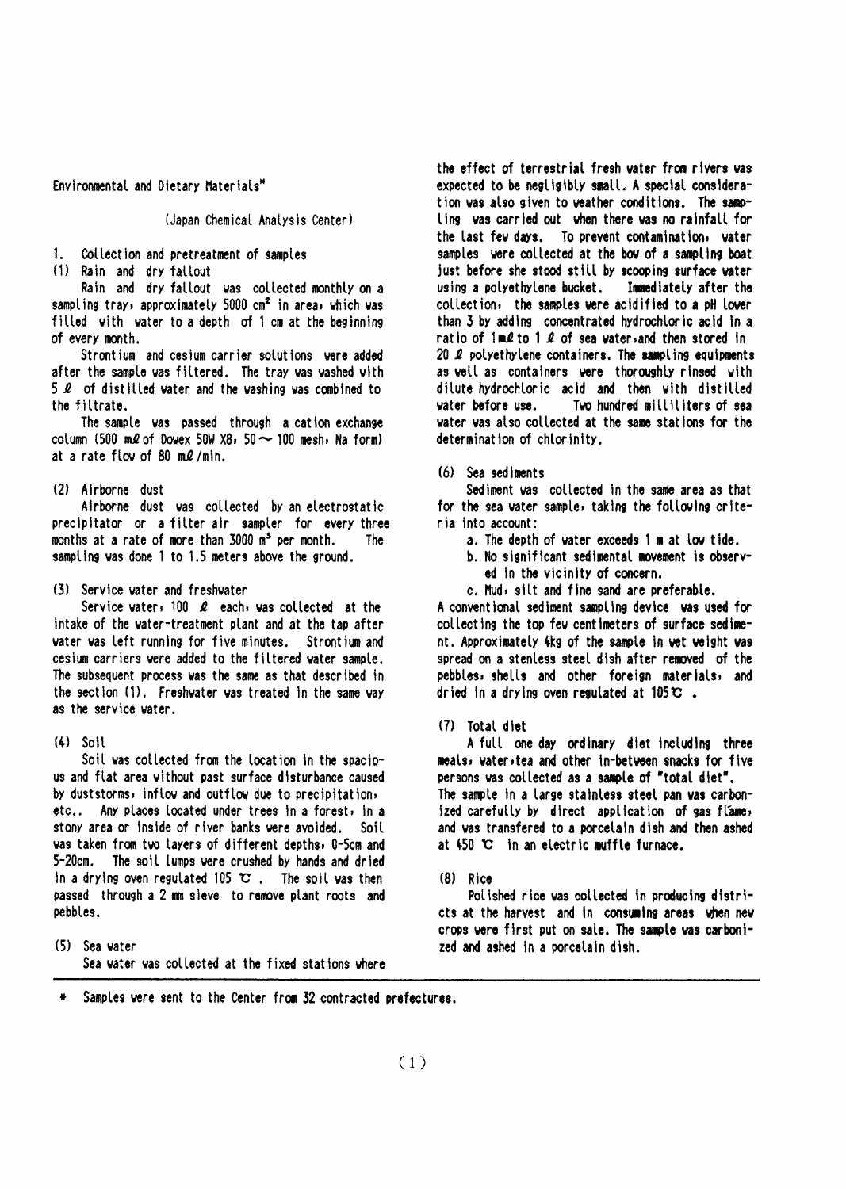Environmental and Dietary Materials*

(Japan Chemical Analysis Center)

1. Collection and pretreatment of samples

(1) Rain and dry fallout

Rain and dry fallout was collected monthly on a sampling tray, approximately 5000 $cm^2$ in area, which was filled with water to a depth of 1 cm at the beginning of every month.

Strontium and cesium carrier solutions were added after the sample was filtered. The tray was washed with 5 ℓ of distilled water and the washing was combined to the filtrate.

The sample was passed through a cation exchange column (500 mℓ of Dowex 50W X8, 50～100 mesh, Na form) at a rate flow of 80 mℓ/min.

(2) Airborne dust

Airborne dust was collected by an electrostatic precipitator or a filter air sampler for every three months at a rate of more than 3000 $m^3$ per month. The sampling was done 1 to 1.5 meters above the ground.

(3) Service water and freshwater

Service water, 100 ℓ each, was collected at the intake of the water-treatment plant and at the tap after water was left running for five minutes. Strontium and cesium carriers were added to the filtered water sample. The subsequent process was the same as that described in the section (1). Freshwater was treated in the same way as the service water.

(4) Soil

Soil was collected from the location in the spacious and flat area without past surface disturbance caused by duststorms, inflow and outflow due to precipitation, etc.. Any places located under trees in a forest, in a stony area or inside of river banks were avoided. Soil was taken from two layers of different depths, 0-5cm and 5-20cm. The soil lumps were crushed by hands and dried in a drying oven regulated 105 ℃. The soil was then passed through a 2 mm sieve to remove plant roots and pebbles.

(5) Sea water

Sea water was collected at the fixed stations where the effect of terrestrial fresh water from rivers was expected to be negligibly small. A special consideration was also given to weather conditions. The sampling was carried out when there was no rainfall for the last few days. To prevent contamination, water samples were collected at the bow of a sampling boat just before she stood still by scooping surface water using a polyethylene bucket. Immediately after the collection, the samples were acidified to a pH lower than 3 by adding concentrated hydrochloric acid in a ratio of 1mℓ to 1 ℓ of sea water, and then stored in 20 ℓ polyethylene containers. The sampling equipments as well as containers were thoroughly rinsed with dilute hydrochloric acid and then with distilled water before use. Two hundred milliliters of sea water was also collected at the same stations for the determination of chlorinity.

(6) Sea sediments

Sediment was collected in the same area as that for the sea water sample, taking the following criteria into account:

a. The depth of water exceeds 1 m at low tide.
b. No significant sedimental movement is observed in the vicinity of concern.
c. Mud, silt and fine sand are preferable.

A conventional sediment sampling device was used for collecting the top few centimeters of surface sediment. Approximately 4kg of the sample in wet weight was spread on a stenless steel dish after removed of the pebbles, shells and other foreign materials, and dried in a drying oven regulated at 105℃ .

(7) Total diet

A full one day ordinary diet including three meals, water, tea and other in-between snacks for five persons was collected as a sample of "total diet". The sample in a large stainless steel pan was carbonized carefully by direct application of gas flame, and was transfered to a porcelain dish and then ashed at 450 ℃ in an electric muffle furnace.

(8) Rice

Polished rice was collected in producing districts at the harvest and in consuming areas when new crops were first put on sale. The sample was carbonized and ashed in a porcelain dish.

\* Samples were sent to the Center from 32 contracted prefectures.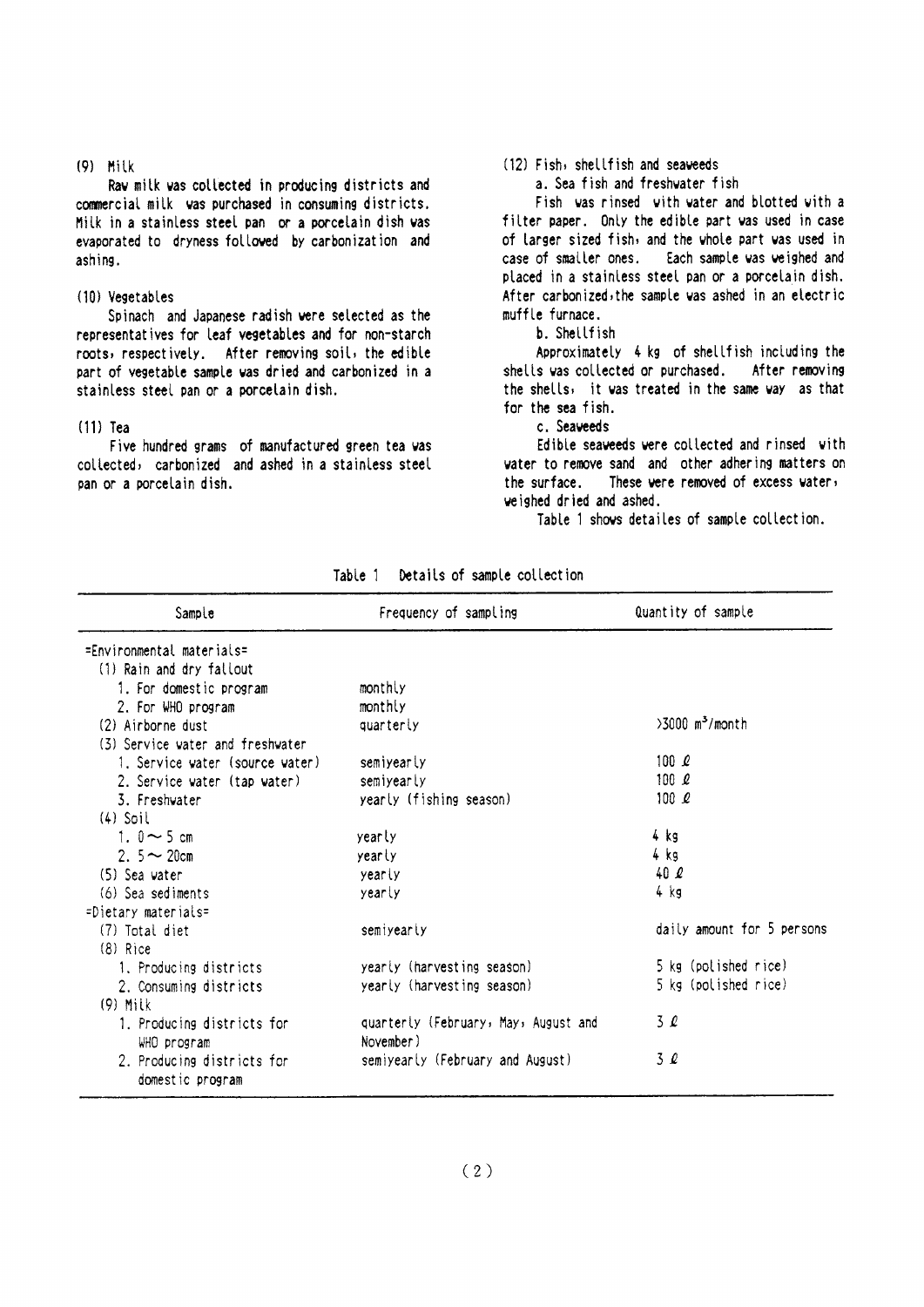### (9) Milk

Raw milk was collected in producing districts and commercial milk was purchased in consuming districts. Milk in a stainless steel pan or a porcelain dish was evaporated to dryness followed by carbonization and ashing.

### (10) Vegetables

Spinach and Japanese radish were selected as the representatives for leaf vegetables and for non-starch roots, respectively. After removing soil, the edible part of vegetable sample was dried and carbonized in a stainless steel pan or a porcelain dish.

### (11) Tea

Five hundred grams of manufactured green tea was collected, carbonized and ashed in a stainless steel pan or a porcelain dish.

### (12) Fish, shellfish and seaweeds

a. Sea fish and freshwater fish

Fish was rinsed with water and blotted with a filter paper. Only the edible part was used in case of larger sized fish, and the whole part was used in case of smaller ones. Each sample was weighed and placed in a stainless steel pan or a porcelain dish. After carbonized, the sample was ashed in an electric muffle furnace.

b. Shellfish

Approximately 4 kg of shellfish including the shells was collected or purchased. After removing the shells, it was treated in the same way as that for the sea fish.

c. Seaweeds

Edible seaweeds were collected and rinsed with water to remove sand and other adhering matters on the surface. These were removed of excess water, weighed dried and ashed.

Table 1 shows detailes of sample collection.

Table 1 Details of sample collection

| Sample | Frequency of sampling | Quantity of sample |
|---|---|---|
| =Environmental materials= | | |
| (1) Rain and dry fallout | | |
| 1. For domestic program | monthly | |
| 2. For WHO program | monthly | |
| (2) Airborne dust | quarterly | >3000 $m^3$/month |
| (3) Service water and freshwater | | |
| 1. Service water (source water) | semiyearly | 100 ℓ |
| 2. Service water (tap water) | semiyearly | 100 ℓ |
| 3. Freshwater | yearly (fishing season) | 100 ℓ |
| (4) Soil | | |
| 1. 0 ~ 5 cm | yearly | 4 kg |
| 2. 5 ~ 20cm | yearly | 4 kg |
| (5) Sea water | yearly | 40 ℓ |
| (6) Sea sediments | yearly | 4 kg |
| =Dietary materials= | | |
| (7) Total diet | semiyearly | daily amount for 5 persons |
| (8) Rice | | |
| 1. Producing districts | yearly (harvesting season) | 5 kg (polished rice) |
| 2. Consuming districts | yearly (harvesting season) | 5 kg (polished rice) |
| (9) Milk | | |
| 1. Producing districts for WHO program | quarterly (February, May, August and November) | 3 ℓ |
| 2. Producing districts for domestic program | semiyearly (February and August) | 3 ℓ |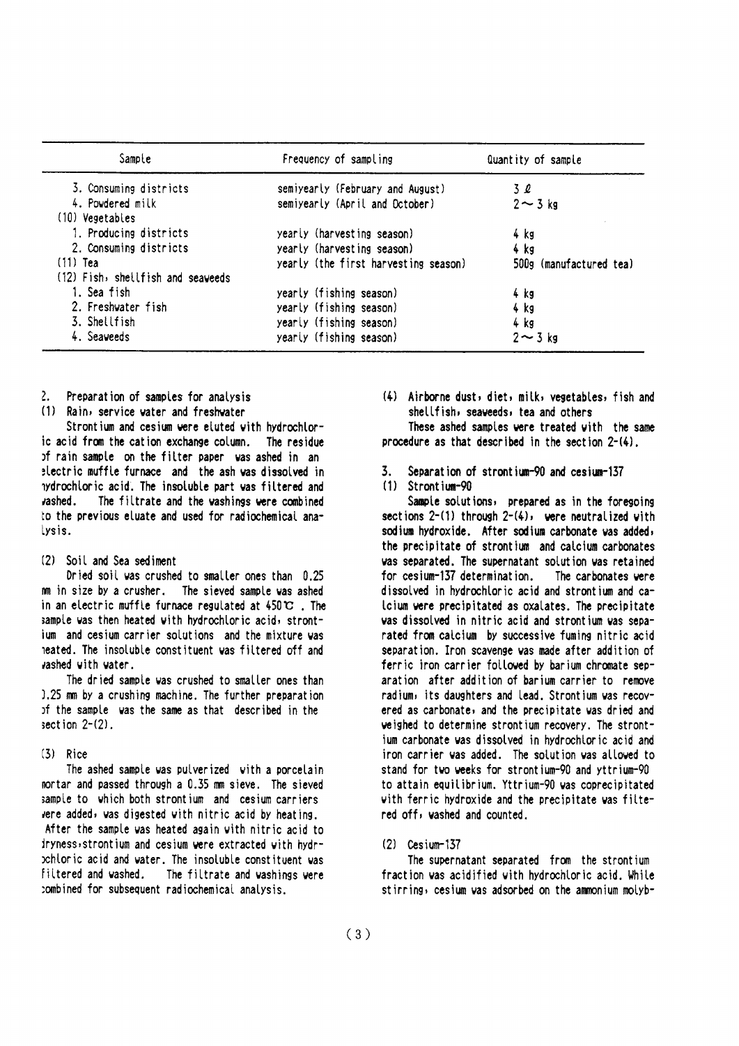| Sample | Frequency of sampling | Quantity of sample |
|---|---|---|
| 3. Consuming districts | semiyearly (February and August) | 3 ℓ |
| 4. Powdered milk | semiyearly (April and October) | 2～3 kg |
| (10) Vegetables | | |
| 1. Producing districts | yearly (harvesting season) | 4 kg |
| 2. Consuming districts | yearly (harvesting season) | 4 kg |
| (11) Tea | yearly (the first harvesting season) | 500g (manufactured tea) |
| (12) Fish, shellfish and seaweeds | | |
| 1. Sea fish | yearly (fishing season) | 4 kg |
| 2. Freshwater fish | yearly (fishing season) | 4 kg |
| 3. Shellfish | yearly (fishing season) | 4 kg |
| 4. Seaweeds | yearly (fishing season) | 2～3 kg |

## 2. Preparation of samples for analysis

### (1) Rain, service water and freshwater

Strontium and cesium were eluted with hydrochloric acid from the cation exchange column. The residue of rain sample on the filter paper was ashed in an electric muffle furnace and the ash was dissolved in hydrochloric acid. The insoluble part was filtered and washed. The filtrate and the washings were combined to the previous eluate and used for radiochemical analysis.

### (2) Soil and Sea sediment

Dried soil was crushed to smaller ones than 0.25 mm in size by a crusher. The sieved sample was ashed in an electric muffle furnace regulated at 450℃. The sample was then heated with hydrochloric acid, strontium and cesium carrier solutions and the mixture was heated. The insoluble constituent was filtered off and washed with water.

The dried sample was crushed to smaller ones than 0.25 mm by a crushing machine. The further preparation of the sample was the same as that described in the section 2-(2).

### (3) Rice

The ashed sample was pulverized with a porcelain mortar and passed through a 0.35 mm sieve. The sieved sample to which both strontium and cesium carriers were added, was digested with nitric acid by heating. After the sample was heated again with nitric acid to dryness, strontium and cesium were extracted with hydrochloric acid and water. The insoluble constituent was filtered and washed. The filtrate and washings were combined for subsequent radiochemical analysis.

### (4) Airborne dust, diet, milk, vegetables, fish and shellfish, seaweeds, tea and others

These ashed samples were treated with the same procedure as that described in the section 2-(4).

## 3. Separation of strontium-90 and cesium-137

### (1) Strontium-90

Sample solutions, prepared as in the foregoing sections 2-(1) through 2-(4), were neutralized with sodium hydroxide. After sodium carbonate was added, the precipitate of strontium and calcium carbonates was separated. The supernatant solution was retained for cesium-137 determination. The carbonates were dissolved in hydrochloric acid and strontium and calcium were precipitated as oxalates. The precipitate was dissolved in nitric acid and strontium was separated from calcium by successive fuming nitric acid separation. Iron scavenge was made after addition of ferric iron carrier followed by barium chromate separation after addition of barium carrier to remove radium, its daughters and lead. Strontium was recovered as carbonate, and the precipitate was dried and weighed to determine strontium recovery. The strontium carbonate was dissolved in hydrochloric acid and iron carrier was added. The solution was allowed to stand for two weeks for strontium-90 and yttrium-90 to attain equilibrium. Yttrium-90 was coprecipitated with ferric hydroxide and the precipitate was filtered off, washed and counted.

### (2) Cesium-137

The supernatant separated from the strontium fraction was acidified with hydrochloric acid. While stirring, cesium was adsorbed on the ammonium molyb-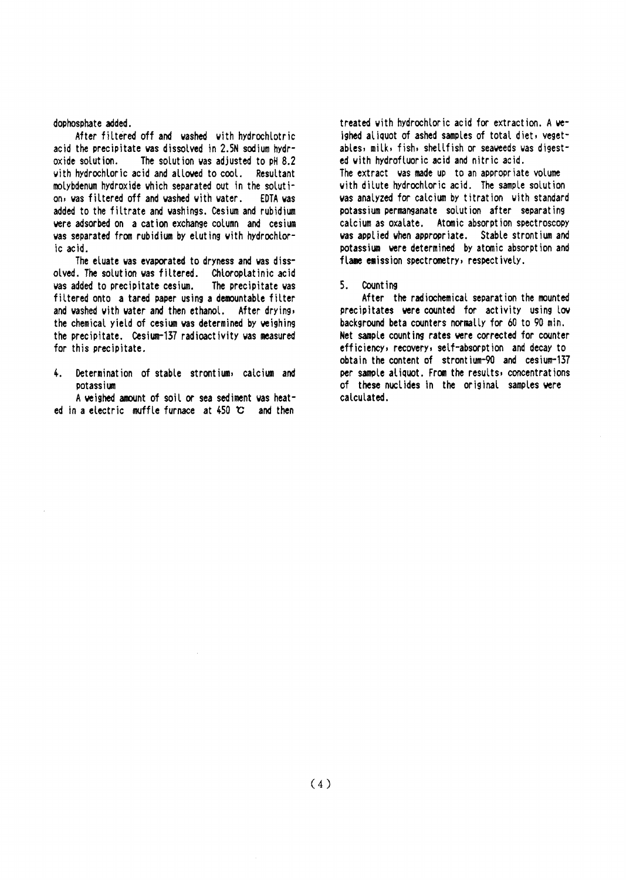dophosphate added.

After filtered off and washed with hydrochlotric acid the precipitate was dissolved in 2.5N sodium hydroxide solution. The solution was adjusted to pH 8.2 with hydrochloric acid and allowed to cool. Resultant molybdenum hydroxide which separated out in the solution, was filtered off and washed with water. EDTA was added to the filtrate and washings. Cesium and rubidium were adsorbed on a cation exchange column and cesium was separated from rubidium by eluting with hydrochloric acid.

The eluate was evaporated to dryness and was dissolved. The solution was filtered. Chloroplatinic acid was added to precipitate cesium. The precipitate was filtered onto a tared paper using a demountable filter and washed with water and then ethanol. After drying, the chemical yield of cesium was determined by weighing the precipitate. Cesium-137 radioactivity was measured for this precipitate.

## 4. Determination of stable strontium, calcium and potassium

A weighed amount of soil or sea sediment was heated in a electric muffle furnace at 450 ℃ and then treated with hydrochloric acid for extraction. A weighed aliquot of ashed samples of total diet, vegetables, milk, fish, shellfish or seaweeds was digested with hydrofluoric acid and nitric acid. The extract was made up to an appropriate volume with dilute hydrochloric acid. The sample solution was analyzed for calcium by titration with standard potassium permanganate solution after separating calcium as oxalate. Atomic absorption spectroscopy was applied when appropriate. Stable strontium and potassium were determined by atomic absorption and flame emission spectrometry, respectively.

## 5. Counting

After the radiochemical separation the mounted precipitates were counted for activity using low background beta counters normally for 60 to 90 min. Net sample counting rates were corrected for counter efficiency, recovery, self-absorption and decay to obtain the content of strontium-90 and cesium-137 per sample aliquot. From the results, concentrations of these nuclides in the original samples were calculated.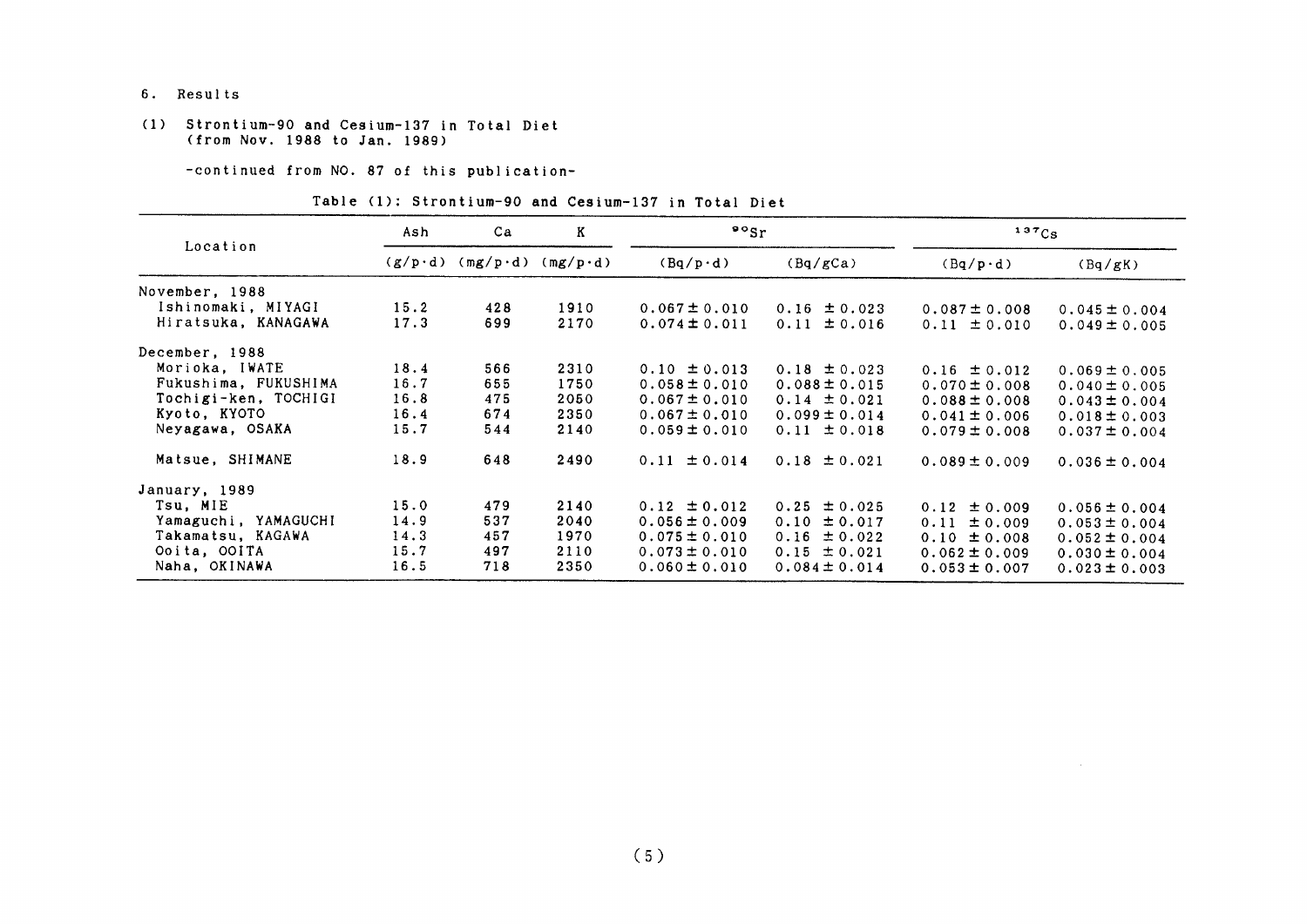## 6. Results

### (1) Strontium-90 and Cesium-137 in Total Diet (from Nov. 1988 to Jan. 1989)

-continued from NO. 87 of this publication-

Table (1): Strontium-90 and Cesium-137 in Total Diet

| Location | Ash | Ca | K | $^{90}Sr$ | | $^{137}Cs$ | |
|---|---|---|---|---|---|---|---|
| | (g/p·d) | (mg/p·d) | (mg/p·d) | (Bq/p·d) | (Bq/gCa) | (Bq/p·d) | (Bq/gK) |
| **November, 1988** | | | | | | | |
| Ishinomaki, MIYAGI | 15.2 | 428 | 1910 | 0.067 ± 0.010 | 0.16 ± 0.023 | 0.087 ± 0.008 | 0.045 ± 0.004 |
| Hiratsuka, KANAGAWA | 17.3 | 699 | 2170 | 0.074 ± 0.011 | 0.11 ± 0.016 | 0.11 ± 0.010 | 0.049 ± 0.005 |
| **December, 1988** | | | | | | | |
| Morioka, IWATE | 18.4 | 566 | 2310 | 0.10 ± 0.013 | 0.18 ± 0.023 | 0.16 ± 0.012 | 0.069 ± 0.005 |
| Fukushima, FUKUSHIMA | 16.7 | 655 | 1750 | 0.058 ± 0.010 | 0.088 ± 0.015 | 0.070 ± 0.008 | 0.040 ± 0.005 |
| Tochigi-ken, TOCHIGI | 16.8 | 475 | 2050 | 0.067 ± 0.010 | 0.14 ± 0.021 | 0.088 ± 0.008 | 0.043 ± 0.004 |
| Kyoto, KYOTO | 16.4 | 674 | 2350 | 0.067 ± 0.010 | 0.099 ± 0.014 | 0.041 ± 0.006 | 0.018 ± 0.003 |
| Neyagawa, OSAKA | 15.7 | 544 | 2140 | 0.059 ± 0.010 | 0.11 ± 0.018 | 0.079 ± 0.008 | 0.037 ± 0.004 |
| Matsue, SHIMANE | 18.9 | 648 | 2490 | 0.11 ± 0.014 | 0.18 ± 0.021 | 0.089 ± 0.009 | 0.036 ± 0.004 |
| **January, 1989** | | | | | | | |
| Tsu, MIE | 15.0 | 479 | 2140 | 0.12 ± 0.012 | 0.25 ± 0.025 | 0.12 ± 0.009 | 0.056 ± 0.004 |
| Yamaguchi, YAMAGUCHI | 14.9 | 537 | 2040 | 0.056 ± 0.009 | 0.10 ± 0.017 | 0.11 ± 0.009 | 0.053 ± 0.004 |
| Takamatsu, KAGAWA | 14.3 | 457 | 1970 | 0.075 ± 0.010 | 0.16 ± 0.022 | 0.10 ± 0.008 | 0.052 ± 0.004 |
| Ooita, OOITA | 15.7 | 497 | 2110 | 0.073 ± 0.010 | 0.15 ± 0.021 | 0.062 ± 0.009 | 0.030 ± 0.004 |
| Naha, OKINAWA | 16.5 | 718 | 2350 | 0.060 ± 0.010 | 0.084 ± 0.014 | 0.053 ± 0.007 | 0.023 ± 0.003 |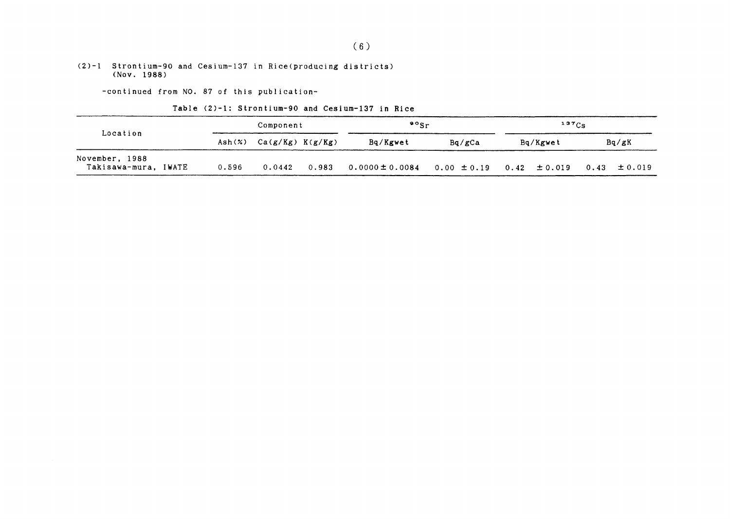(2)-1 Strontium-90 and Cesium-137 in Rice(producing districts)
(Nov. 1988)

-continued from NO. 87 of this publication-

Table (2)-1: Strontium-90 and Cesium-137 in Rice

| Location | Component | | | $^{90}Sr$ | | $^{137}Cs$ | |
|---|---|---|---|---|---|---|---|
| | Ash(%) | Ca(g/Kg) | K(g/Kg) | Bq/Kgwet | Bq/gCa | Bq/Kgwet | Bq/gK |
| November, 1988<br>Takisawa-mura, IWATE | 0.596 | 0.0442 | 0.983 | 0.0000 ± 0.0084 | 0.00 ± 0.19 | 0.42 ± 0.019 | 0.43 ± 0.019 |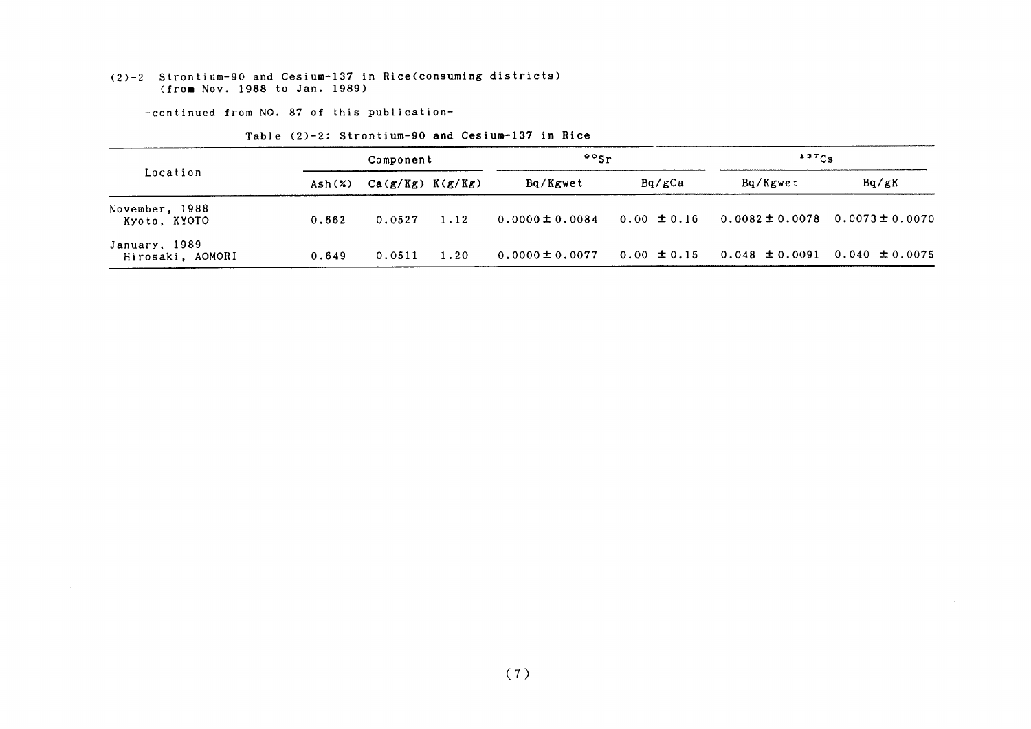(2)-2 Strontium-90 and Cesium-137 in Rice(consuming districts)
(from Nov. 1988 to Jan. 1989)

-continued from NO. 87 of this publication-

Table (2)-2: Strontium-90 and Cesium-137 in Rice

| Location | Component | | | $^{90}Sr$ | | $^{137}Cs$ | |
|---|---|---|---|---|---|---|---|
| | Ash(%) | Ca(g/Kg) | K(g/Kg) | Bq/Kgwet | Bq/gCa | Bq/Kgwet | Bq/gK |
| November, 1988 Kyoto, KYOTO | 0.662 | 0.0527 | 1.12 | 0.0000 ± 0.0084 | 0.00 ± 0.16 | 0.0082 ± 0.0078 | 0.0073 ± 0.0070 |
| January, 1989 Hirosaki, AOMORI | 0.649 | 0.0511 | 1.20 | 0.0000 ± 0.0077 | 0.00 ± 0.15 | 0.048 ± 0.0091 | 0.040 ± 0.0075 |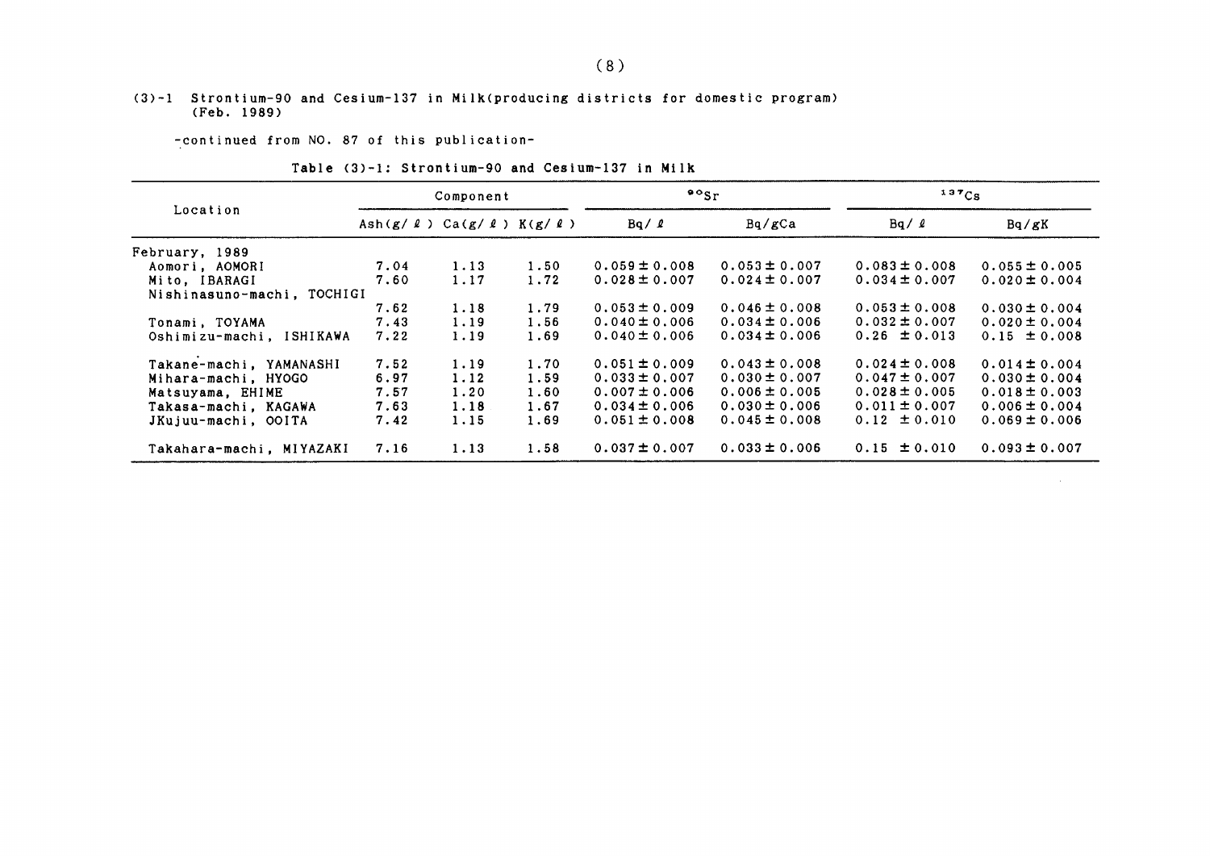(3)-1 Strontium-90 and Cesium-137 in Milk(producing districts for domestic program) (Feb. 1989)

-continued from NO. 87 of this publication-

Table (3)-1: Strontium-90 and Cesium-137 in Milk

| Location | Component | | | $^{90}Sr$ | | $^{137}Cs$ | |
|---|---|---|---|---|---|---|---|
| | Ash(g/ℓ) | Ca(g/ℓ) | K(g/ℓ) | Bq/ℓ | Bq/gCa | Bq/ℓ | Bq/gK |
| February, 1989 | | | | | | | |
| Aomori, AOMORI | 7.04 | 1.13 | 1.50 | 0.059±0.008 | 0.053±0.007 | 0.083±0.008 | 0.055±0.005 |
| Mito, IBARAGI | 7.60 | 1.17 | 1.72 | 0.028±0.007 | 0.024±0.007 | 0.034±0.007 | 0.020±0.004 |
| Nishinasuno-machi, TOCHIGI | 7.62 | 1.18 | 1.79 | 0.053±0.009 | 0.046±0.008 | 0.053±0.008 | 0.030±0.004 |
| Tonami, TOYAMA | 7.43 | 1.19 | 1.56 | 0.040±0.006 | 0.034±0.006 | 0.032±0.007 | 0.020±0.004 |
| Oshimizu-machi, ISHIKAWA | 7.22 | 1.19 | 1.69 | 0.040±0.006 | 0.034±0.006 | 0.26 ±0.013 | 0.15 ±0.008 |
| Takane-machi, YAMANASHI | 7.52 | 1.19 | 1.70 | 0.051±0.009 | 0.043±0.008 | 0.024±0.008 | 0.014±0.004 |
| Mihara-machi, HYOGO | 6.97 | 1.12 | 1.59 | 0.033±0.007 | 0.030±0.007 | 0.047±0.007 | 0.030±0.004 |
| Matsuyama, EHIME | 7.57 | 1.20 | 1.60 | 0.007±0.006 | 0.006±0.005 | 0.028±0.005 | 0.018±0.003 |
| Takasa-machi, KAGAWA | 7.63 | 1.18 | 1.67 | 0.034±0.006 | 0.030±0.006 | 0.011±0.007 | 0.006±0.004 |
| JKujuu-machi, OOITA | 7.42 | 1.15 | 1.69 | 0.051±0.008 | 0.045±0.008 | 0.12 ±0.010 | 0.069±0.006 |
| Takahara-machi, MIYAZAKI | 7.16 | 1.13 | 1.58 | 0.037±0.007 | 0.033±0.006 | 0.15 ±0.010 | 0.093±0.007 |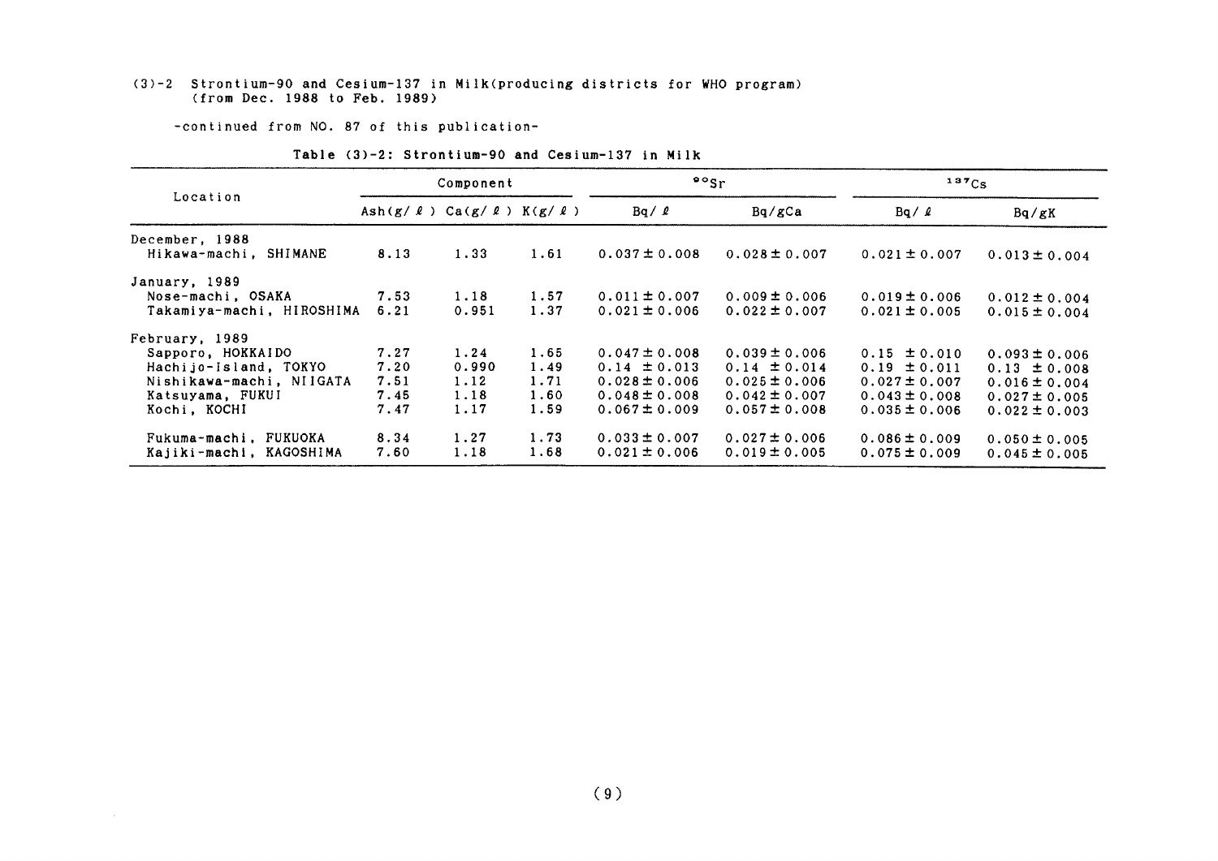(3)-2 Strontium-90 and Cesium-137 in Milk(producing districts for WHO program)
(from Dec. 1988 to Feb. 1989)

-continued from NO. 87 of this publication-

**Table (3)-2: Strontium-90 and Cesium-137 in Milk**

| Location | Component | | | $^{90}Sr$ | | $^{137}Cs$ | |
|---|---|---|---|---|---|---|---|
| | Ash(g/ℓ) | Ca(g/ℓ) | K(g/ℓ) | Bq/ℓ | Bq/gCa | Bq/ℓ | Bq/gK |
| December, 1988 | | | | | | | |
| Hikawa-machi, SHIMANE | 8.13 | 1.33 | 1.61 | 0.037 ± 0.008 | 0.028 ± 0.007 | 0.021 ± 0.007 | 0.013 ± 0.004 |
| January, 1989 | | | | | | | |
| Nose-machi, OSAKA | 7.53 | 1.18 | 1.57 | 0.011 ± 0.007 | 0.009 ± 0.006 | 0.019 ± 0.006 | 0.012 ± 0.004 |
| Takamiya-machi, HIROSHIMA | 6.21 | 0.951 | 1.37 | 0.021 ± 0.006 | 0.022 ± 0.007 | 0.021 ± 0.005 | 0.015 ± 0.004 |
| February, 1989 | | | | | | | |
| Sapporo, HOKKAIDO | 7.27 | 1.24 | 1.65 | 0.047 ± 0.008 | 0.039 ± 0.006 | 0.15 ± 0.010 | 0.093 ± 0.006 |
| Hachijo-Island, TOKYO | 7.20 | 0.990 | 1.49 | 0.14 ± 0.013 | 0.14 ± 0.014 | 0.19 ± 0.011 | 0.13 ± 0.008 |
| Nishikawa-machi, NIIGATA | 7.51 | 1.12 | 1.71 | 0.028 ± 0.006 | 0.025 ± 0.006 | 0.027 ± 0.007 | 0.016 ± 0.004 |
| Katsuyama, FUKUI | 7.45 | 1.18 | 1.60 | 0.048 ± 0.008 | 0.042 ± 0.007 | 0.043 ± 0.008 | 0.027 ± 0.005 |
| Kochi, KOCHI | 7.47 | 1.17 | 1.59 | 0.067 ± 0.009 | 0.057 ± 0.008 | 0.035 ± 0.006 | 0.022 ± 0.003 |
| Fukuma-machi, FUKUOKA | 8.34 | 1.27 | 1.73 | 0.033 ± 0.007 | 0.027 ± 0.006 | 0.086 ± 0.009 | 0.050 ± 0.005 |
| Kajiki-machi, KAGOSHIMA | 7.60 | 1.18 | 1.68 | 0.021 ± 0.006 | 0.019 ± 0.005 | 0.075 ± 0.009 | 0.045 ± 0.005 |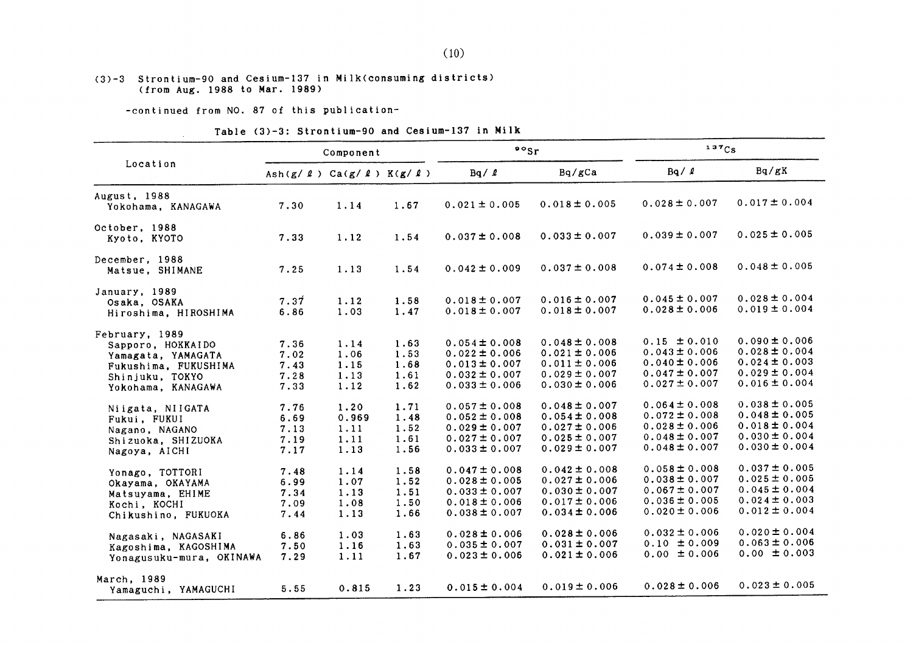(3)-3 Strontium-90 and Cesium-137 in Milk(consuming districts)
(from Aug. 1988 to Mar. 1989)

-continued from NO. 87 of this publication-

Table (3)-3: Strontium-90 and Cesium-137 in Milk

| Location | Component | | | $^{90}Sr$ | | $^{137}Cs$ | |
|---|---|---|---|---|---|---|---|
| | Ash(g/ℓ) | Ca(g/ℓ) | K(g/ℓ) | Bq/ℓ | Bq/gCa | Bq/ℓ | Bq/gK |
| August, 1988 | | | | | | | |
| Yokohama, KANAGAWA | 7.30 | 1.14 | 1.67 | 0.021 ± 0.005 | 0.018 ± 0.005 | 0.028 ± 0.007 | 0.017 ± 0.004 |
| October, 1988 | | | | | | | |
| Kyoto, KYOTO | 7.33 | 1.12 | 1.54 | 0.037 ± 0.008 | 0.033 ± 0.007 | 0.039 ± 0.007 | 0.025 ± 0.005 |
| December, 1988 | | | | | | | |
| Matsue, SHIMANE | 7.25 | 1.13 | 1.54 | 0.042 ± 0.009 | 0.037 ± 0.008 | 0.074 ± 0.008 | 0.048 ± 0.005 |
| January, 1989 | | | | | | | |
| Osaka, OSAKA | 7.37 | 1.12 | 1.58 | 0.018 ± 0.007 | 0.016 ± 0.007 | 0.045 ± 0.007 | 0.028 ± 0.004 |
| Hiroshima, HIROSHIMA | 6.86 | 1.03 | 1.47 | 0.018 ± 0.007 | 0.018 ± 0.007 | 0.028 ± 0.006 | 0.019 ± 0.004 |
| February, 1989 | | | | | | | |
| Sapporo, HOKKAIDO | 7.36 | 1.14 | 1.63 | 0.054 ± 0.008 | 0.048 ± 0.008 | 0.15 ± 0.010 | 0.090 ± 0.006 |
| Yamagata, YAMAGATA | 7.02 | 1.06 | 1.53 | 0.022 ± 0.006 | 0.021 ± 0.006 | 0.043 ± 0.006 | 0.028 ± 0.004 |
| Fukushima, FUKUSHIMA | 7.43 | 1.15 | 1.68 | 0.013 ± 0.007 | 0.011 ± 0.006 | 0.040 ± 0.006 | 0.024 ± 0.003 |
| Shinjuku, TOKYO | 7.28 | 1.13 | 1.61 | 0.032 ± 0.007 | 0.029 ± 0.007 | 0.047 ± 0.007 | 0.029 ± 0.004 |
| Yokohama, KANAGAWA | 7.33 | 1.12 | 1.62 | 0.033 ± 0.006 | 0.030 ± 0.006 | 0.027 ± 0.007 | 0.016 ± 0.004 |
| Niigata, NIIGATA | 7.76 | 1.20 | 1.71 | 0.057 ± 0.008 | 0.048 ± 0.007 | 0.064 ± 0.008 | 0.038 ± 0.005 |
| Fukui, FUKUI | 6.69 | 0.969 | 1.48 | 0.052 ± 0.008 | 0.054 ± 0.008 | 0.072 ± 0.008 | 0.048 ± 0.005 |
| Nagano, NAGANO | 7.13 | 1.11 | 1.52 | 0.029 ± 0.007 | 0.027 ± 0.006 | 0.028 ± 0.006 | 0.018 ± 0.004 |
| Shizuoka, SHIZUOKA | 7.19 | 1.11 | 1.61 | 0.027 ± 0.007 | 0.025 ± 0.007 | 0.048 ± 0.007 | 0.030 ± 0.004 |
| Nagoya, AICHI | 7.17 | 1.13 | 1.56 | 0.033 ± 0.007 | 0.029 ± 0.007 | 0.048 ± 0.007 | 0.030 ± 0.004 |
| Yonago, TOTTORI | 7.48 | 1.14 | 1.58 | 0.047 ± 0.008 | 0.042 ± 0.008 | 0.058 ± 0.008 | 0.037 ± 0.005 |
| Okayama, OKAYAMA | 6.99 | 1.07 | 1.52 | 0.028 ± 0.005 | 0.027 ± 0.006 | 0.038 ± 0.007 | 0.025 ± 0.005 |
| Matsuyama, EHIME | 7.34 | 1.13 | 1.51 | 0.033 ± 0.007 | 0.030 ± 0.007 | 0.067 ± 0.007 | 0.045 ± 0.004 |
| Kochi, KOCHI | 7.09 | 1.08 | 1.50 | 0.018 ± 0.006 | 0.017 ± 0.006 | 0.036 ± 0.005 | 0.024 ± 0.003 |
| Chikushino, FUKUOKA | 7.44 | 1.13 | 1.66 | 0.038 ± 0.007 | 0.034 ± 0.006 | 0.020 ± 0.006 | 0.012 ± 0.004 |
| Nagasaki, NAGASAKI | 6.86 | 1.03 | 1.63 | 0.028 ± 0.006 | 0.028 ± 0.006 | 0.032 ± 0.006 | 0.020 ± 0.004 |
| Kagoshima, KAGOSHIMA | 7.50 | 1.16 | 1.63 | 0.035 ± 0.007 | 0.031 ± 0.007 | 0.10 ± 0.009 | 0.063 ± 0.006 |
| Yonagusuku-mura, OKINAWA | 7.29 | 1.11 | 1.67 | 0.023 ± 0.006 | 0.021 ± 0.006 | 0.00 ± 0.006 | 0.00 ± 0.003 |
| March, 1989 | | | | | | | |
| Yamaguchi, YAMAGUCHI | 5.55 | 0.815 | 1.23 | 0.015 ± 0.004 | 0.019 ± 0.006 | 0.028 ± 0.006 | 0.023 ± 0.005 |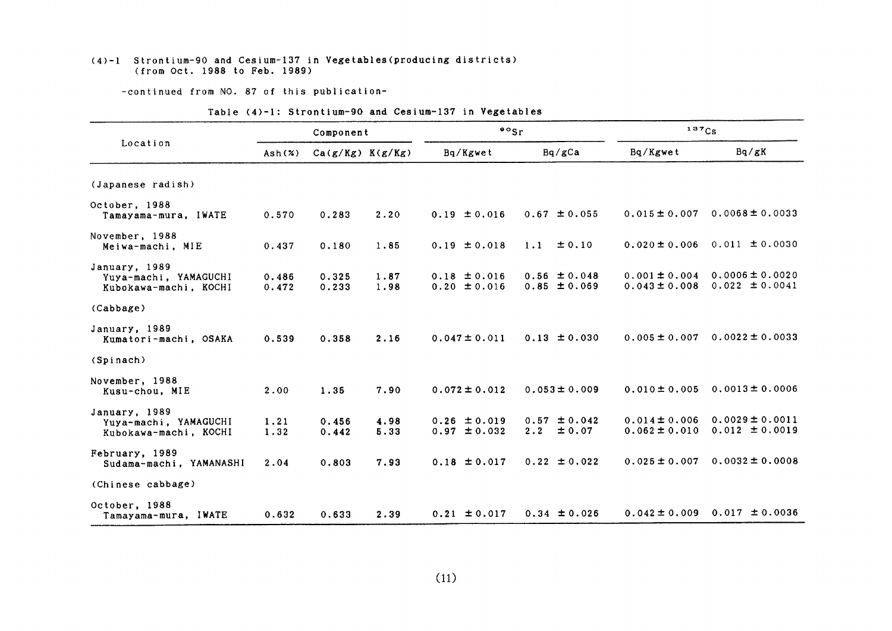(4)-1 Strontium-90 and Cesium-137 in Vegetables(producing districts)
(from Oct. 1988 to Feb. 1989)

-continued from NO. 87 of this publication-

Table (4)-1: Strontium-90 and Cesium-137 in Vegetables

| Location | Component | | | $^{90}Sr$ | | $^{137}Cs$ | |
|---|---|---|---|---|---|---|---|
| | Ash(%) | Ca(g/Kg) | K(g/Kg) | Bq/Kgwet | Bq/gCa | Bq/Kgwet | Bq/gK |
| (Japanese radish) | | | | | | | |
| October, 1988 | | | | | | | |
| Tamayama-mura, IWATE | 0.570 | 0.283 | 2.20 | 0.19 ± 0.016 | 0.67 ± 0.055 | 0.015 ± 0.007 | 0.0068 ± 0.0033 |
| November, 1988 | | | | | | | |
| Meiwa-machi, MIE | 0.437 | 0.180 | 1.85 | 0.19 ± 0.018 | 1.1 ± 0.10 | 0.020 ± 0.006 | 0.011 ± 0.0030 |
| January, 1989 | | | | | | | |
| Yuya-machi, YAMAGUCHI | 0.486 | 0.325 | 1.87 | 0.18 ± 0.016 | 0.56 ± 0.048 | 0.001 ± 0.004 | 0.0006 ± 0.0020 |
| Kubokawa-machi, KOCHI | 0.472 | 0.233 | 1.98 | 0.20 ± 0.016 | 0.85 ± 0.069 | 0.043 ± 0.008 | 0.022 ± 0.0041 |
| (Cabbage) | | | | | | | |
| January, 1989 | | | | | | | |
| Kumatori-machi, OSAKA | 0.539 | 0.358 | 2.16 | 0.047 ± 0.011 | 0.13 ± 0.030 | 0.005 ± 0.007 | 0.0022 ± 0.0033 |
| (Spinach) | | | | | | | |
| November, 1988 | | | | | | | |
| Kusu-chou, MIE | 2.00 | 1.35 | 7.90 | 0.072 ± 0.012 | 0.053 ± 0.009 | 0.010 ± 0.005 | 0.0013 ± 0.0006 |
| January, 1989 | | | | | | | |
| Yuya-machi, YAMAGUCHI | 1.21 | 0.456 | 4.98 | 0.26 ± 0.019 | 0.57 ± 0.042 | 0.014 ± 0.006 | 0.0029 ± 0.0011 |
| Kubokawa-machi, KOCHI | 1.32 | 0.442 | 5.33 | 0.97 ± 0.032 | 2.2 ± 0.07 | 0.062 ± 0.010 | 0.012 ± 0.0019 |
| February, 1989 | | | | | | | |
| Sudama-machi, YAMANASHI | 2.04 | 0.803 | 7.93 | 0.18 ± 0.017 | 0.22 ± 0.022 | 0.025 ± 0.007 | 0.0032 ± 0.0008 |
| (Chinese cabbage) | | | | | | | |
| October, 1988 | | | | | | | |
| Tamayama-mura, IWATE | 0.632 | 0.633 | 2.39 | 0.21 ± 0.017 | 0.34 ± 0.026 | 0.042 ± 0.009 | 0.017 ± 0.0036 |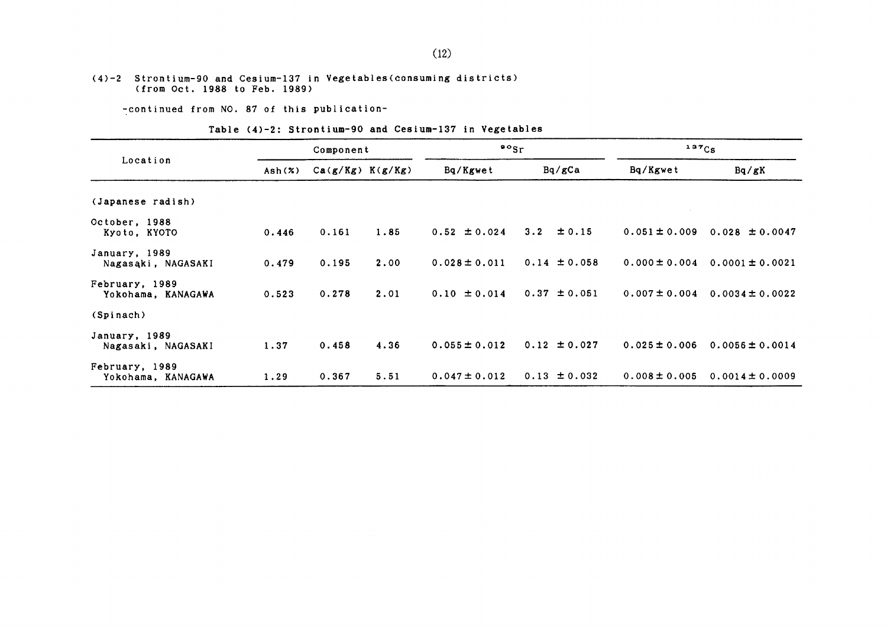(4)-2 Strontium-90 and Cesium-137 in Vegetables(consuming districts)
(from Oct. 1988 to Feb. 1989)

-continued from NO. 87 of this publication-

Table (4)-2: Strontium-90 and Cesium-137 in Vegetables

| Location | Component | | | $^{90}Sr$ | | $^{137}Cs$ | |
|---|---|---|---|---|---|---|---|
| | Ash(%) | Ca(g/Kg) | K(g/Kg) | Bq/Kgwet | Bq/gCa | Bq/Kgwet | Bq/gK |
| (Japanese radish) | | | | | | | |
| October, 1988 Kyoto, KYOTO | 0.446 | 0.161 | 1.85 | 0.52 ± 0.024 | 3.2 ± 0.15 | 0.051 ± 0.009 | 0.028 ± 0.0047 |
| January, 1989 Nagasaki, NAGASAKI | 0.479 | 0.195 | 2.00 | 0.028 ± 0.011 | 0.14 ± 0.058 | 0.000 ± 0.004 | 0.0001 ± 0.0021 |
| February, 1989 Yokohama, KANAGAWA | 0.523 | 0.278 | 2.01 | 0.10 ± 0.014 | 0.37 ± 0.051 | 0.007 ± 0.004 | 0.0034 ± 0.0022 |
| (Spinach) | | | | | | | |
| January, 1989 Nagasaki, NAGASAKI | 1.37 | 0.458 | 4.36 | 0.055 ± 0.012 | 0.12 ± 0.027 | 0.025 ± 0.006 | 0.0056 ± 0.0014 |
| February, 1989 Yokohama, KANAGAWA | 1.29 | 0.367 | 5.51 | 0.047 ± 0.012 | 0.13 ± 0.032 | 0.008 ± 0.005 | 0.0014 ± 0.0009 |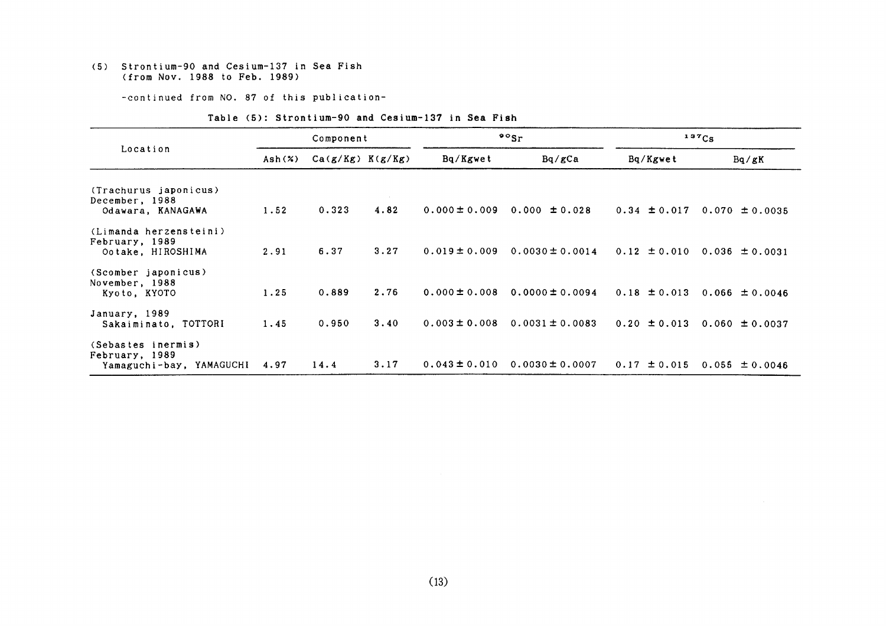(5) Strontium-90 and Cesium-137 in Sea Fish
(from Nov. 1988 to Feb. 1989)

-continued from NO. 87 of this publication-

Table (5): Strontium-90 and Cesium-137 in Sea Fish

| Location | Component | | | $^{90}Sr$ | | $^{137}Cs$ | |
|---|---|---|---|---|---|---|---|
| | Ash(%) | Ca(g/Kg) | K(g/Kg) | Bq/Kgwet | Bq/gCa | Bq/Kgwet | Bq/gK |
| (Trachurus japonicus) December, 1988 Odawara, KANAGAWA | 1.52 | 0.323 | 4.82 | 0.000±0.009 | 0.000 ±0.028 | 0.34 ±0.017 | 0.070 ±0.0035 |
| (Limanda herzensteini) February, 1989 Ootake, HIROSHIMA | 2.91 | 6.37 | 3.27 | 0.019±0.009 | 0.0030±0.0014 | 0.12 ±0.010 | 0.036 ±0.0031 |
| (Scomber japonicus) November, 1988 Kyoto, KYOTO | 1.25 | 0.889 | 2.76 | 0.000±0.008 | 0.0000±0.0094 | 0.18 ±0.013 | 0.066 ±0.0046 |
| January, 1989 Sakaiminato, TOTTORI | 1.45 | 0.950 | 3.40 | 0.003±0.008 | 0.0031±0.0083 | 0.20 ±0.013 | 0.060 ±0.0037 |
| (Sebastes inermis) February, 1989 Yamaguchi-bay, YAMAGUCHI | 4.97 | 14.4 | 3.17 | 0.043±0.010 | 0.0030±0.0007 | 0.17 ±0.015 | 0.055 ±0.0046 |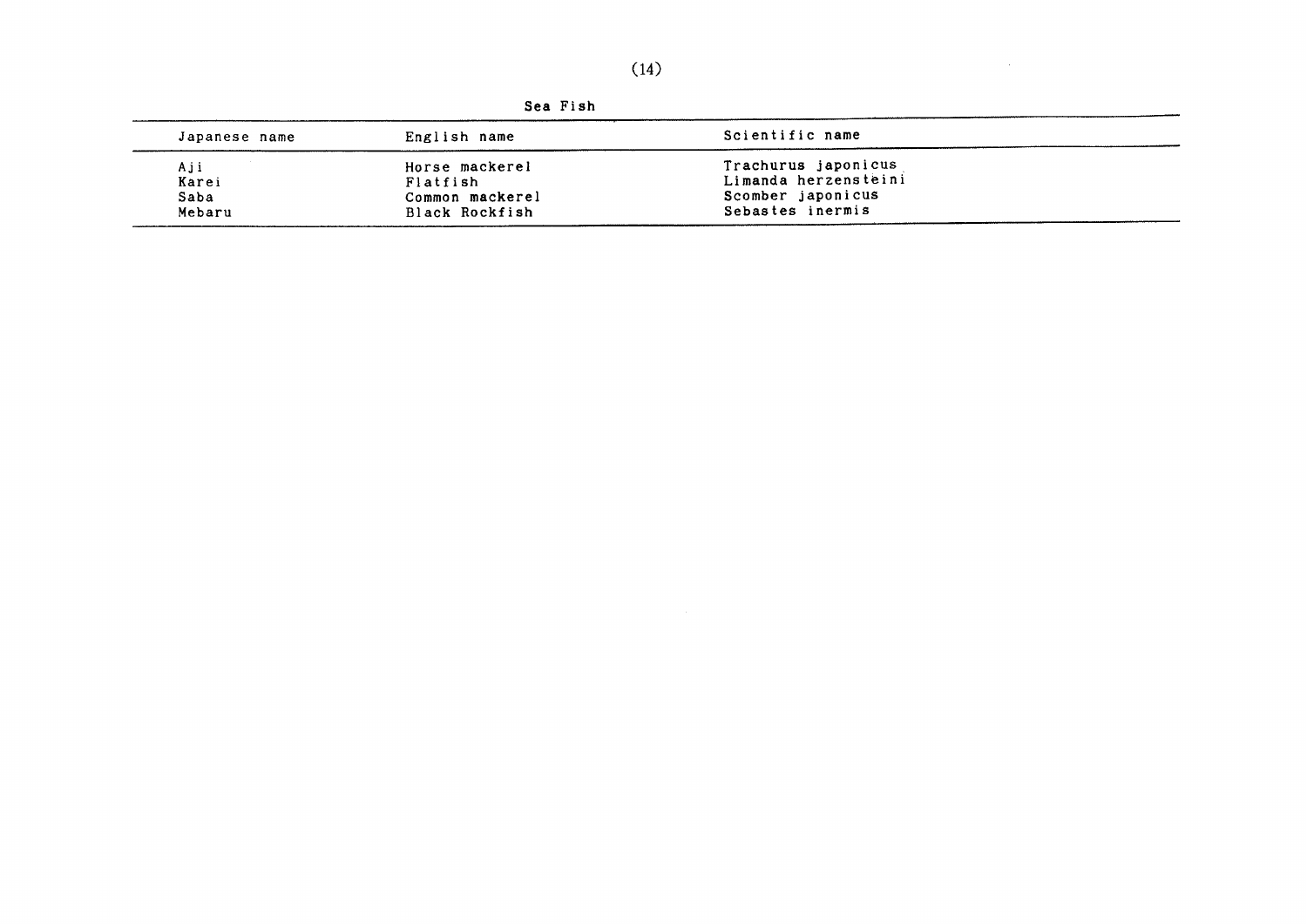Sea Fish

| Japanese name | English name | Scientific name |
|---|---|---|
| Aji | Horse mackerel | Trachurus japonicus |
| Karei | Flatfish | Limanda herzensteini |
| Saba | Common mackerel | Scomber japonicus |
| Mebaru | Black Rockfish | Sebastes inermis |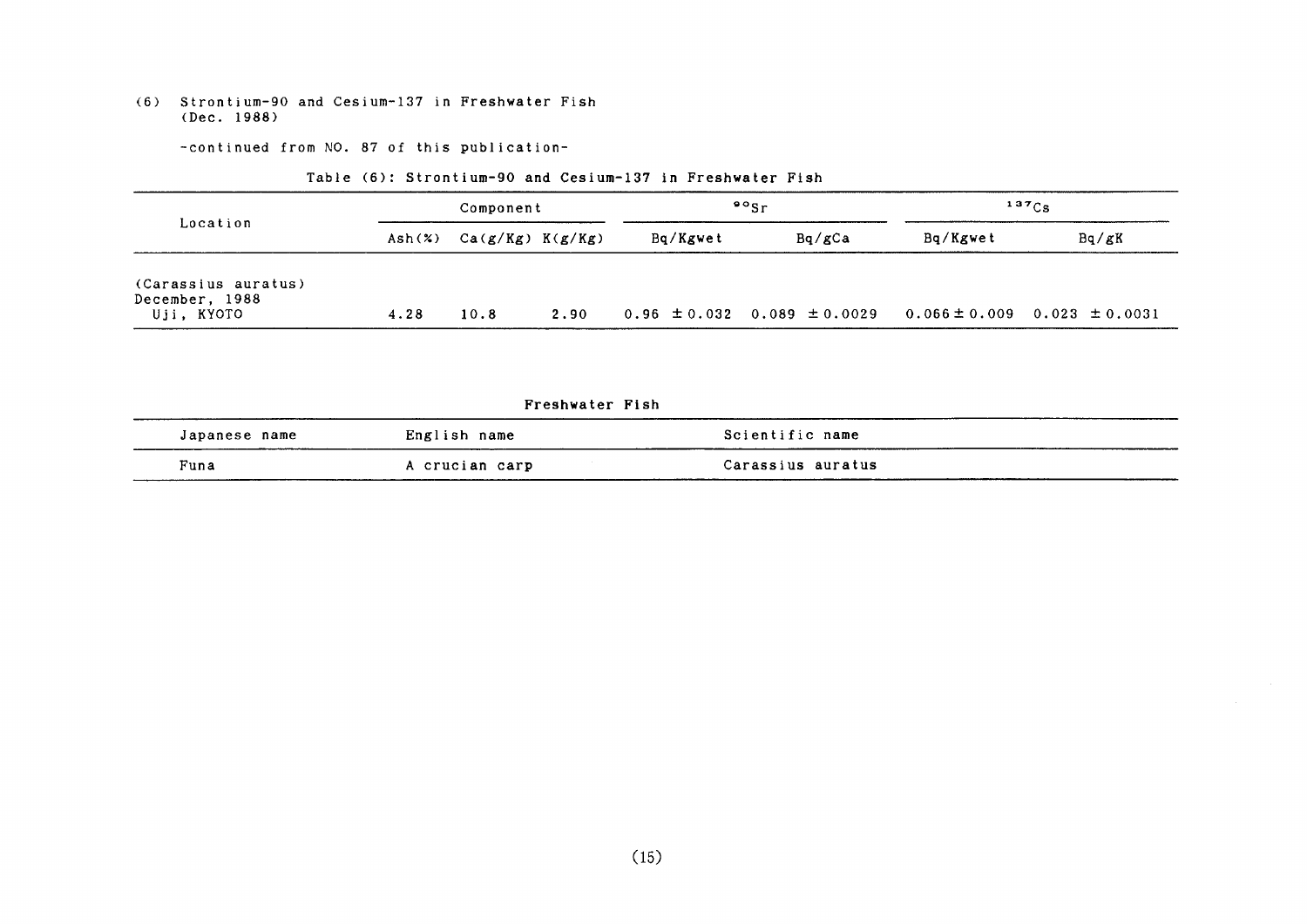(6) Strontium-90 and Cesium-137 in Freshwater Fish
(Dec. 1988)

-continued from NO. 87 of this publication-

Table (6): Strontium-90 and Cesium-137 in Freshwater Fish

| Location | Component | | | $^{90}Sr$ | | $^{137}Cs$ | |
|---|---|---|---|---|---|---|---|
| | Ash(%) | Ca(g/Kg) | K(g/Kg) | Bq/Kgwet | Bq/gCa | Bq/Kgwet | Bq/gK |
| (Carassius auratus) December, 1988 Uji, KYOTO | 4.28 | 10.8 | 2.90 | 0.96 ±0.032 | 0.089 ±0.0029 | 0.066±0.009 | 0.023 ±0.0031 |

Freshwater Fish

| Japanese name | English name | Scientific name |
|---|---|---|
| Funa | A crucian carp | Carassius auratus |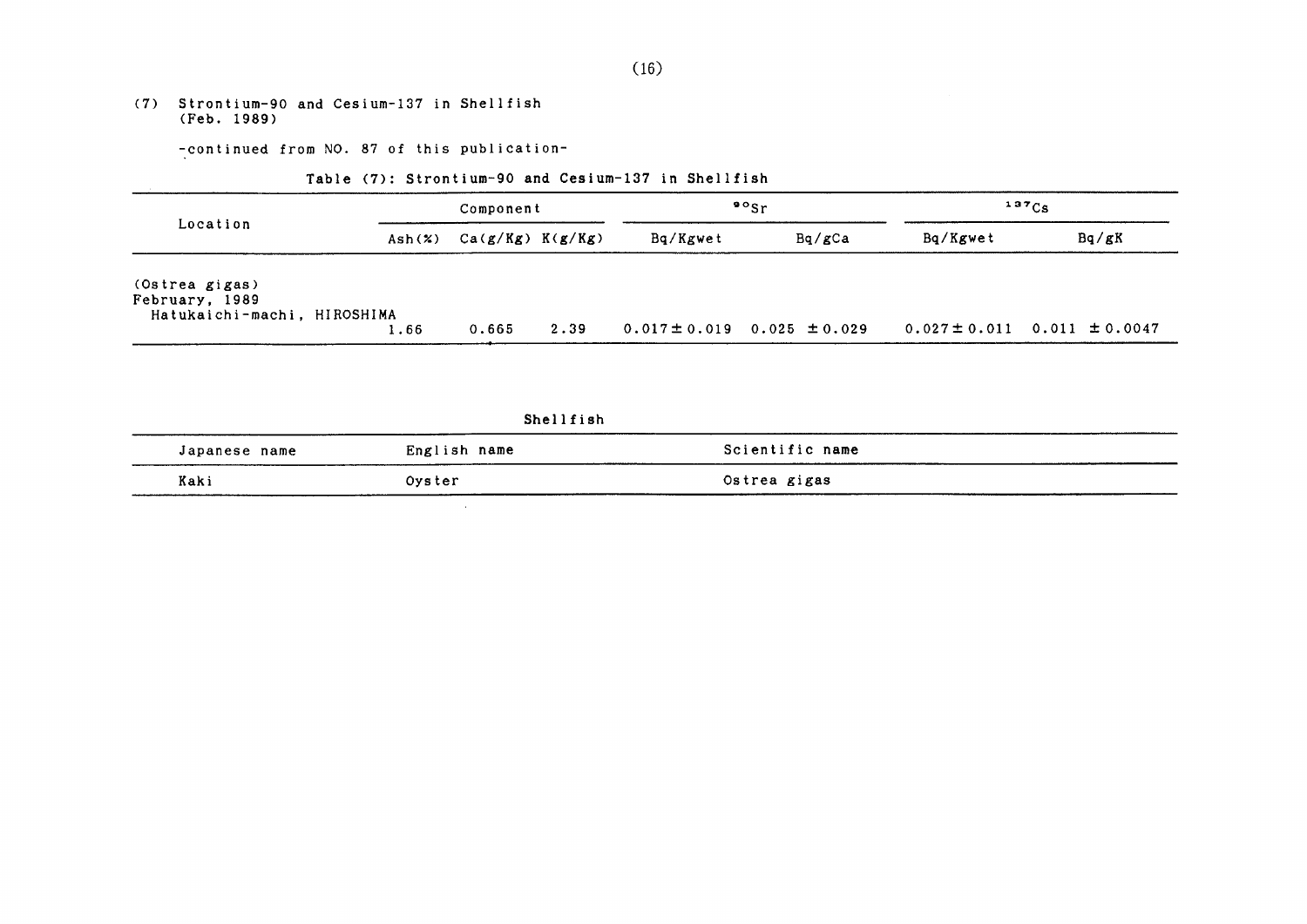## (7) Strontium-90 and Cesium-137 in Shellfish (Feb. 1989)

-continued from NO. 87 of this publication-

Table (7): Strontium-90 and Cesium-137 in Shellfish

| Location | Component | | | $^{90}Sr$ | | $^{137}Cs$ | |
|---|---|---|---|---|---|---|---|
| | Ash(%) | Ca(g/Kg) | K(g/Kg) | Bq/Kgwet | Bq/gCa | Bq/Kgwet | Bq/gK |
| (*Ostrea gigas*) February, 1989 Hatukaichi-machi, HIROSHIMA | 1.66 | 0.665 | 2.39 | 0.017±0.019 | 0.025 ±0.029 | 0.027±0.011 | 0.011 ±0.0047 |

Shellfish

| Japanese name | English name | Scientific name |
|---|---|---|
| Kaki | Oyster | *Ostrea gigas* |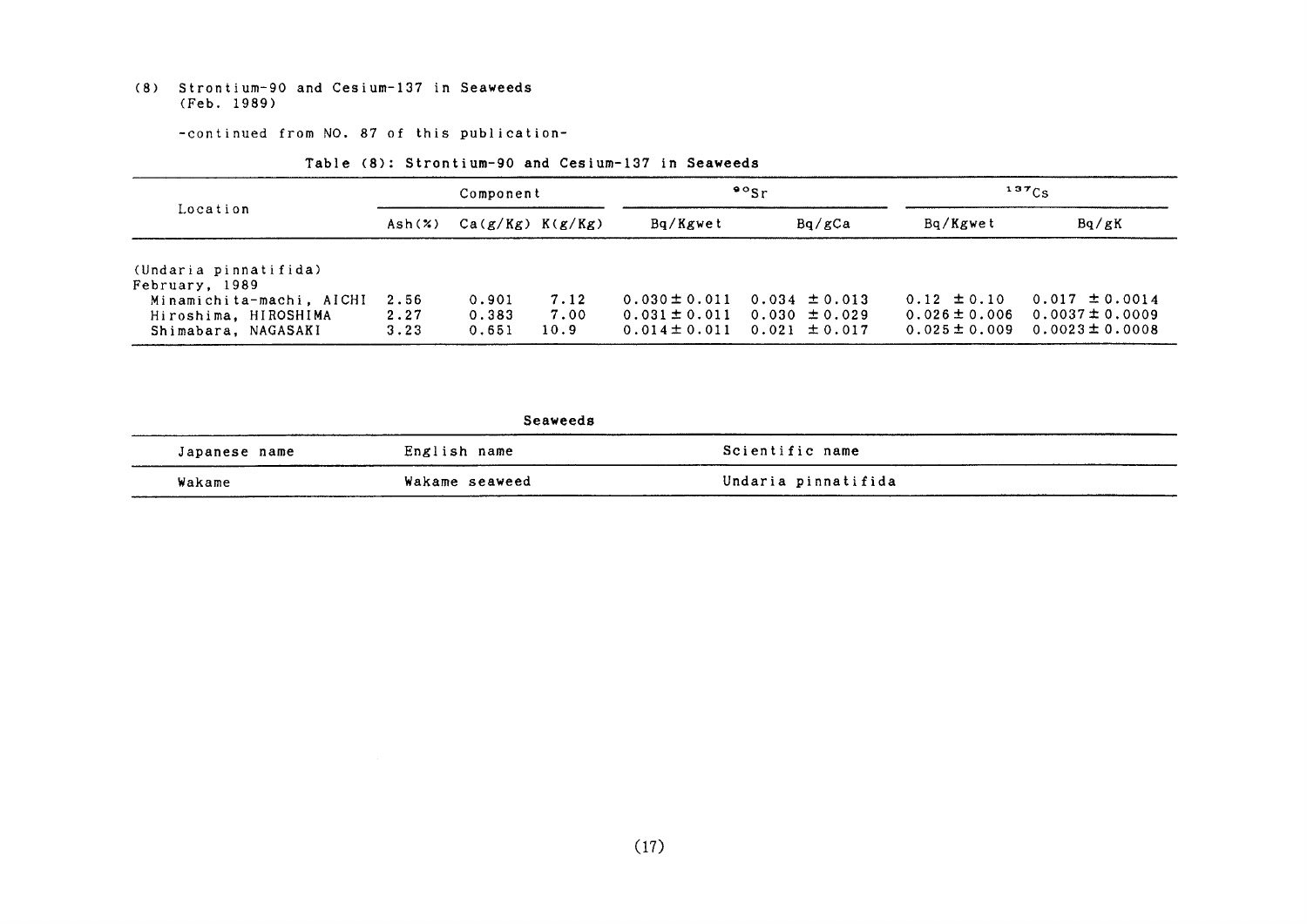(8) Strontium-90 and Cesium-137 in Seaweeds
(Feb. 1989)

-continued from NO. 87 of this publication-

Table (8): Strontium-90 and Cesium-137 in Seaweeds

| Location | Component | | | $^{90}Sr$ | | $^{137}Cs$ | |
|---|---|---|---|---|---|---|---|
| | Ash(%) | Ca(g/Kg) | K(g/Kg) | Bq/Kgwet | Bq/gCa | Bq/Kgwet | Bq/gK |
| (Undaria pinnatifida) | | | | | | | |
| February, 1989 | | | | | | | |
| Minamichita-machi, AICHI | 2.56 | 0.901 | 7.12 | 0.030 ± 0.011 | 0.034 ± 0.013 | 0.12 ± 0.10 | 0.017 ± 0.0014 |
| Hiroshima, HIROSHIMA | 2.27 | 0.383 | 7.00 | 0.031 ± 0.011 | 0.030 ± 0.029 | 0.026 ± 0.006 | 0.0037 ± 0.0009 |
| Shimabara, NAGASAKI | 3.23 | 0.651 | 10.9 | 0.014 ± 0.011 | 0.021 ± 0.017 | 0.025 ± 0.009 | 0.0023 ± 0.0008 |

Seaweeds

| Japanese name | English name | Scientific name |
|---|---|---|
| Wakame | Wakame seaweed | Undaria pinnatifida |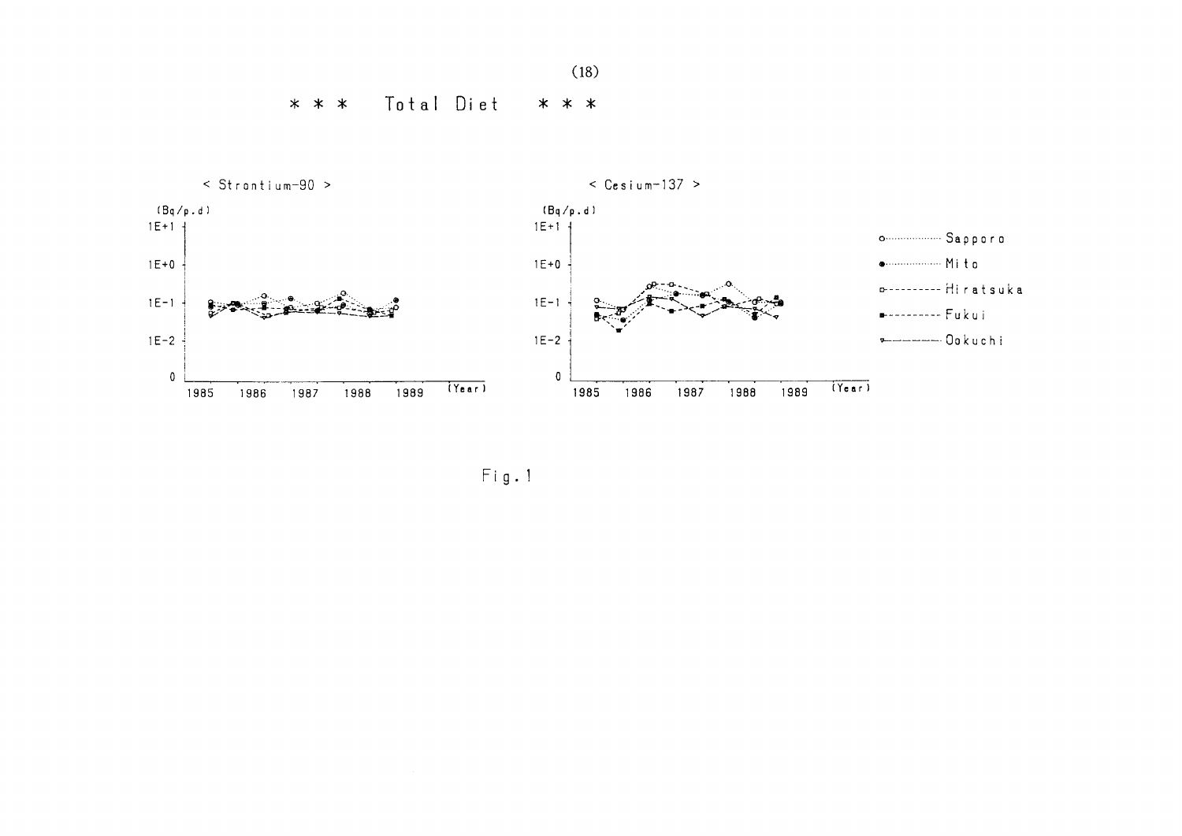# * * * Total Diet * * *

< Strontium-90 >

(Bq/p.d)

< Cesium-137 >

(Bq/p.d)

Sapporo

Mito

Hiratsuka

Fukui

Ookuchi

Fig. 1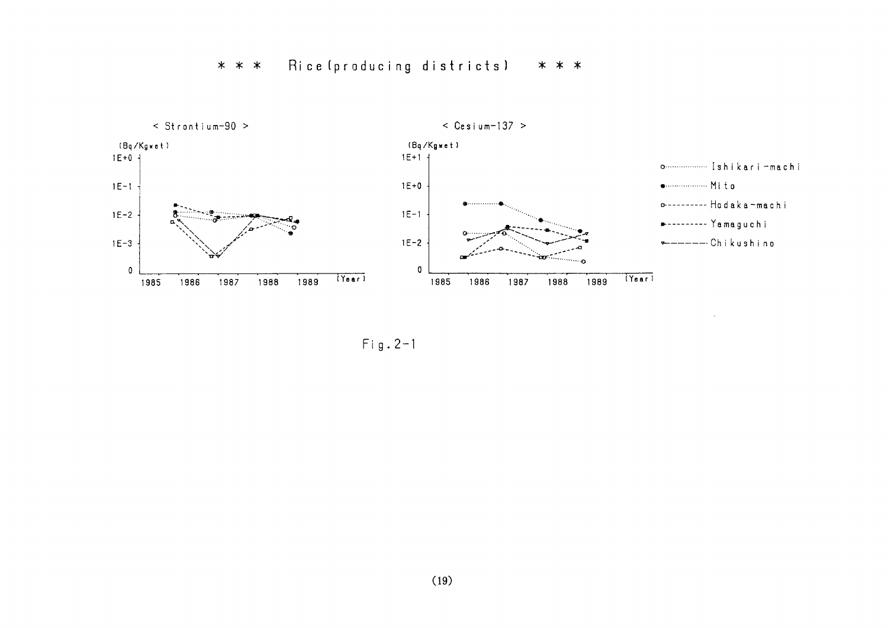# * * * Rice (producing districts) * * *

< Strontium-90 >

(Bq/Kgwet)

1E+0

1E-1

1E-2

1E-3

0

1985 1986 1987 1988 1989 (Year)

< Cesium-137 >

(Bq/Kgwet)

1E+1

1E+0

1E-1

1E-2

0

1985 1986 1987 1988 1989 (Year)

- Ishikari-machi
- Mito
- Hodaka-machi
- Yamaguchi
- Chikushino

Fig.2-1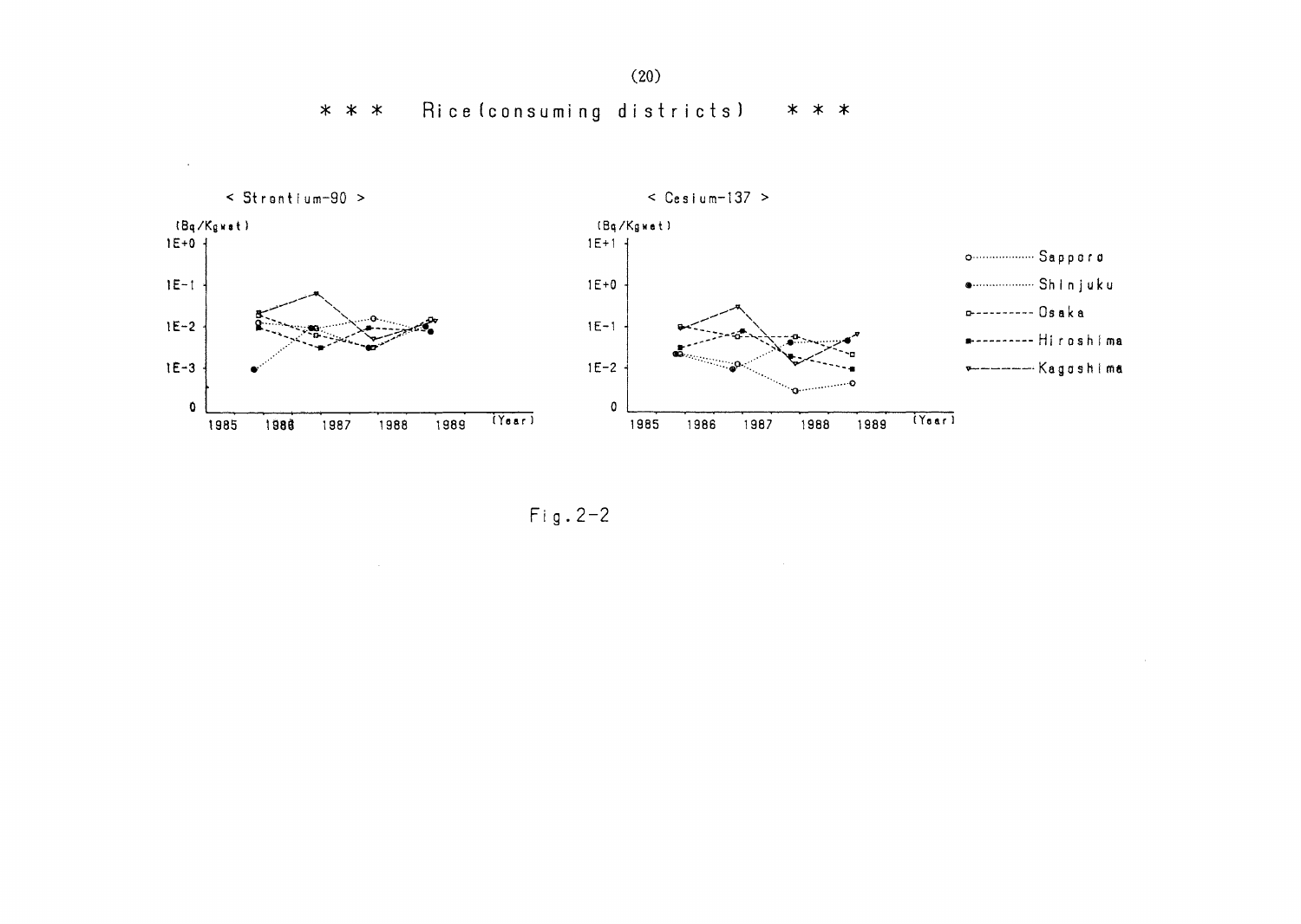## \* \* \* Rice (consuming districts) \* \* \*

< Strontium-90 >

(Bq/Kg wet)

1E+0

1E-1

1E-2

1E-3

0

1985 1986 1987 1988 1989 (Year)

< Cesium-137 >

(Bq/Kg wet)

1E+1

1E+0

1E-1

1E-2

0

1985 1986 1987 1988 1989 (Year)

Sapporo

Shinjuku

Osaka

Hiroshima

Kagoshima

Fig. 2-2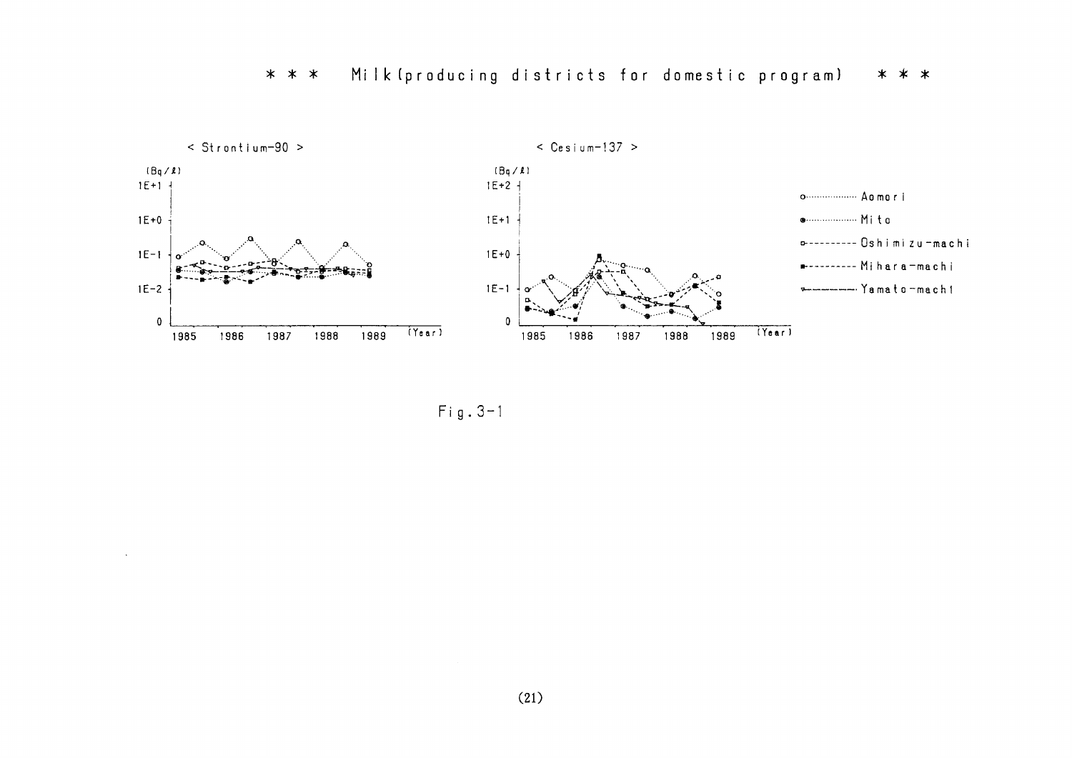# * * * Milk(producing districts for domestic program) * * *

< Strontium-90 >

(Bq/ℓ)

1E+1, 1E+0, 1E-1, 1E-2, 0

1985 1986 1987 1988 1989 (Year)

< Cesium-137 >

(Bq/ℓ)

1E+2, 1E+1, 1E+0, 1E-1, 0

1985 1986 1987 1988 1989 (Year)

- Aomori
- Mito
- Oshimizu-machi
- Mihara-machi
- Yamato-machi

Fig.3-1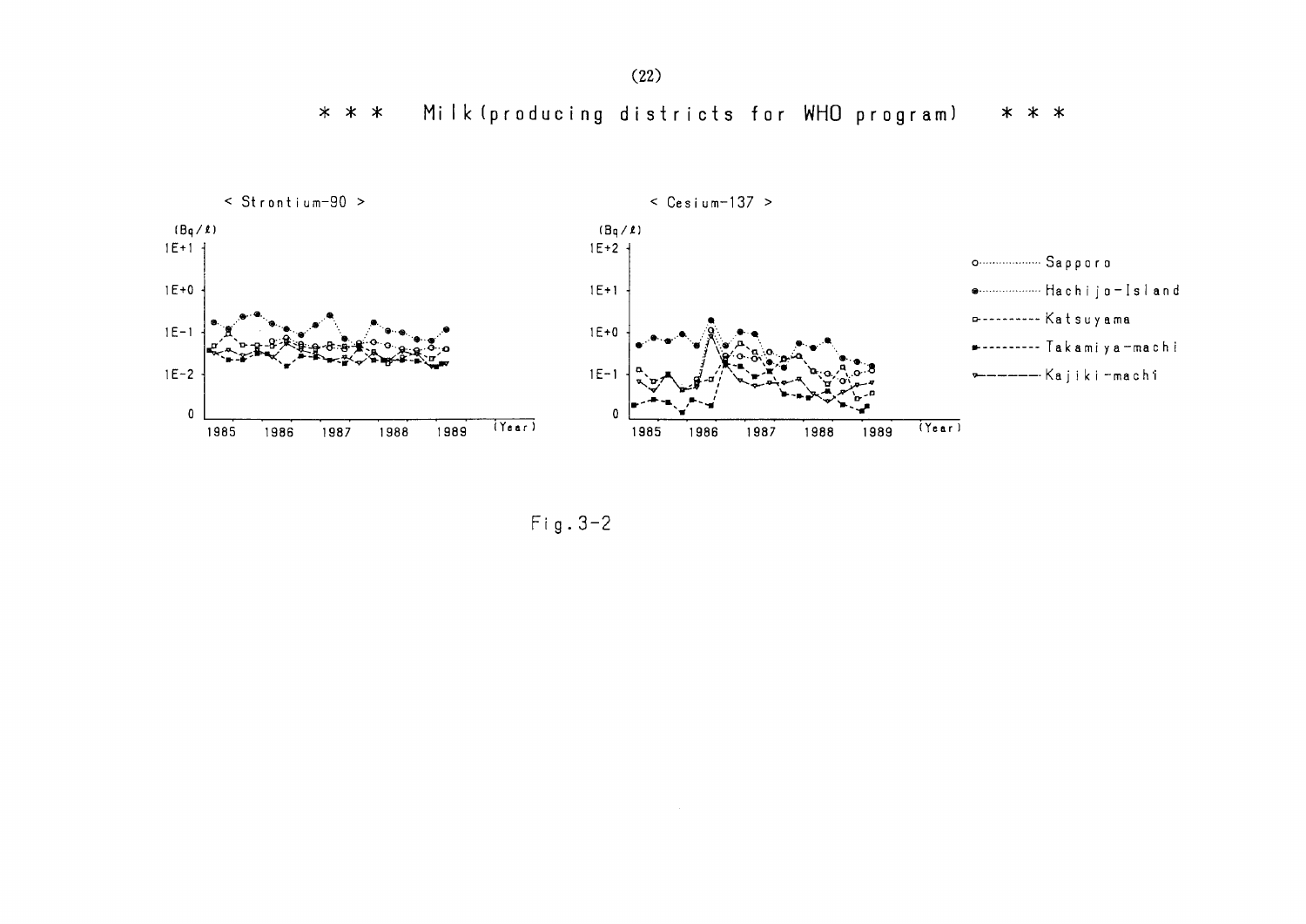# \* \* \* Milk (producing districts for WHO program) \* \* \*

< Strontium-90 >

< Cesium-137 >

(Bq/ℓ)

- ○ Sapporo
- ● Hachijo-Island
- □ Katsuyama
- ■ Takamiya-machi
- ▽ Kajiki-machi

Fig. 3-2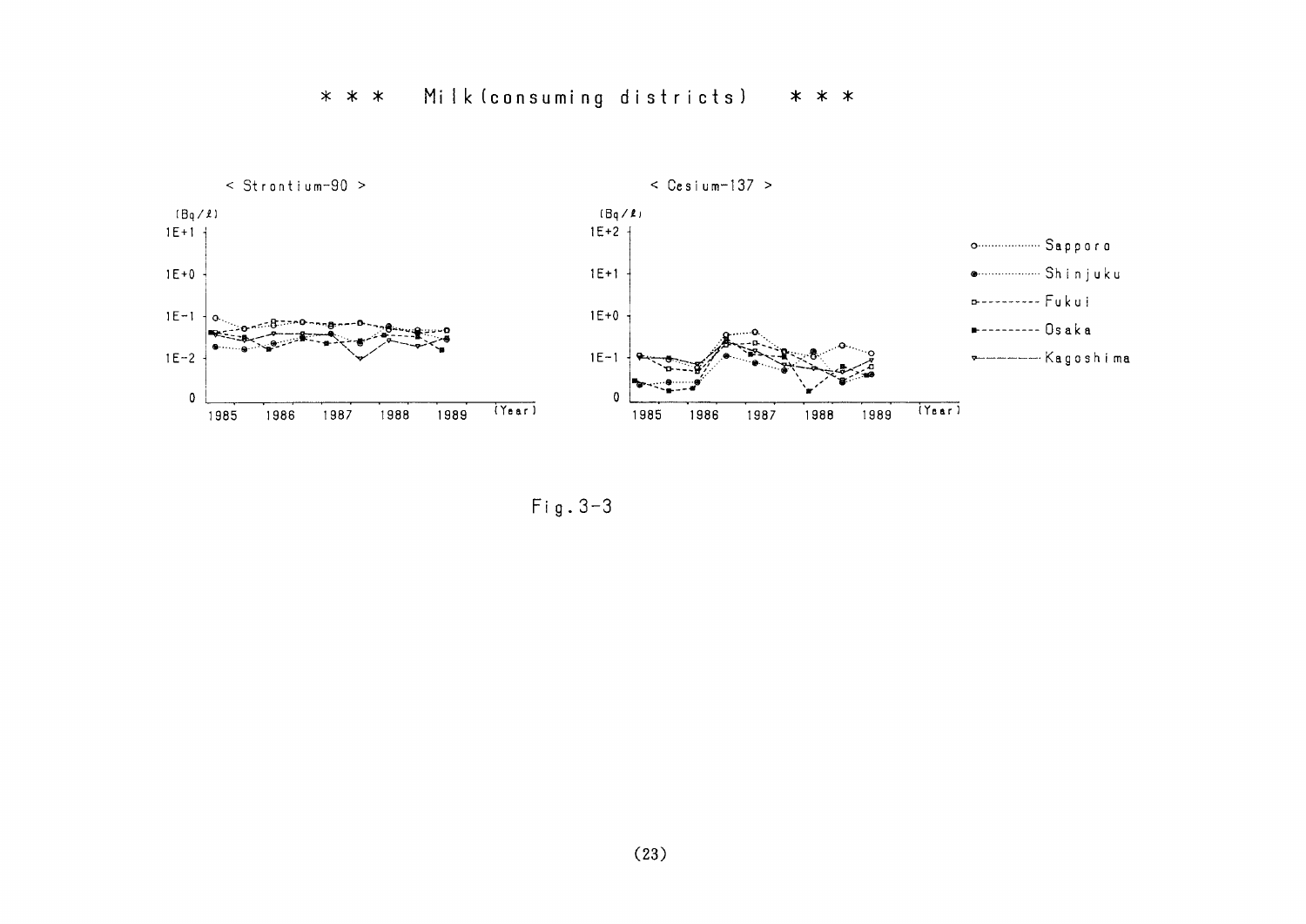# \* \* \* Milk (consuming districts) \* \* \*

< Strontium-90 >

(Bq/ℓ)

1E+1

1E+0

1E-1

1E-2

0

1985 1986 1987 1988 1989 (Year)

< Cesium-137 >

(Bq/ℓ)

1E+2

1E+1

1E+0

1E-1

0

1985 1986 1987 1988 1989 (Year)

- Sapporo
- Shinjuku
- Fukui
- Osaka
- Kagoshima

Fig.3-3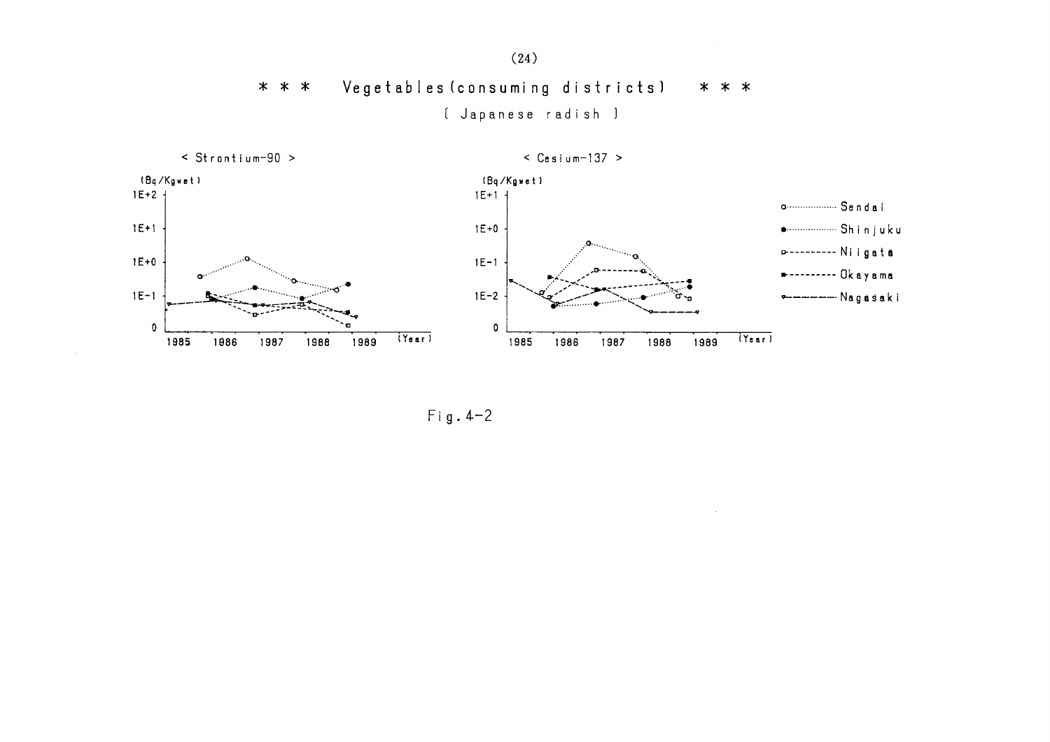# * * * Vegetables (consuming districts) * * *

[ Japanese radish ]

< Strontium-90 >

(Bq/Kgwet)

1E+2, 1E+1, 1E+0, 1E-1, 0

1985 1986 1987 1988 1989 (Year)

< Cesium-137 >

(Bq/Kgwet)

1E+1, 1E+0, 1E-1, 1E-2, 0

1985 1986 1987 1988 1989 (Year)

- Sendai
- Shinjuku
- Niigata
- Okayama
- Nagasaki

Fig. 4-2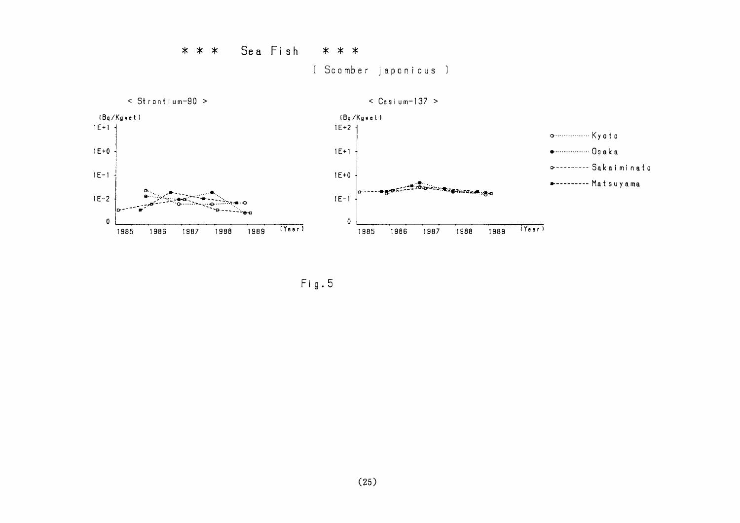# * * * Sea Fish * * *

( Scomber japonicus )

< Strontium-90 >

(Bq/Kgwet)

1E+1

1E+0

1E-1

1E-2

0

1985 1986 1987 1988 1989 (Year)

< Cesium-137 >

(Bq/Kgwet)

1E+2

1E+1

1E+0

1E-1

0

1985 1986 1987 1988 1989 (Year)

Kyoto

Osaka

Sakaiminato

Matsuyama

Fig.5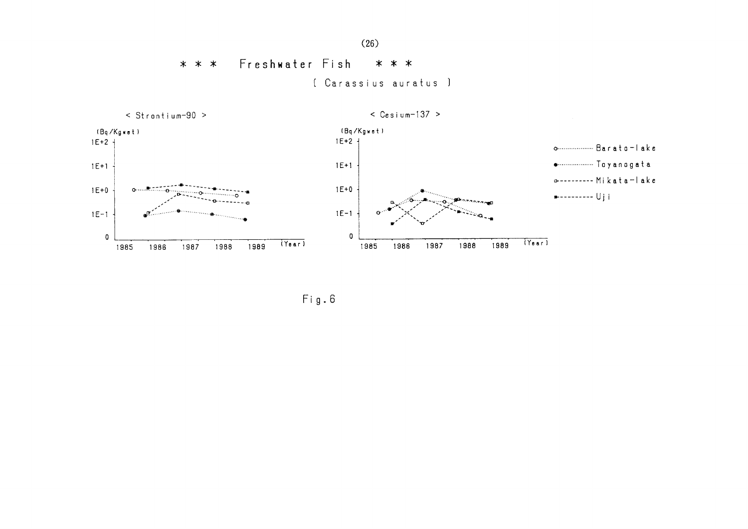# *** Freshwater Fish ***

( Carassius auratus )

< Strontium-90 >

(Bq/Kgwet)

1E+2

1E+1

1E+0

1E-1

0

1985 1986 1987 1988 1989 (Year)

< Cesium-137 >

(Bq/Kgwet)

1E+2

1E+1

1E+0

1E-1

0

1985 1986 1987 1988 1989 (Year)

- Barato-lake
- Toyanogata
- Mikata-lake
- Uji

Fig.6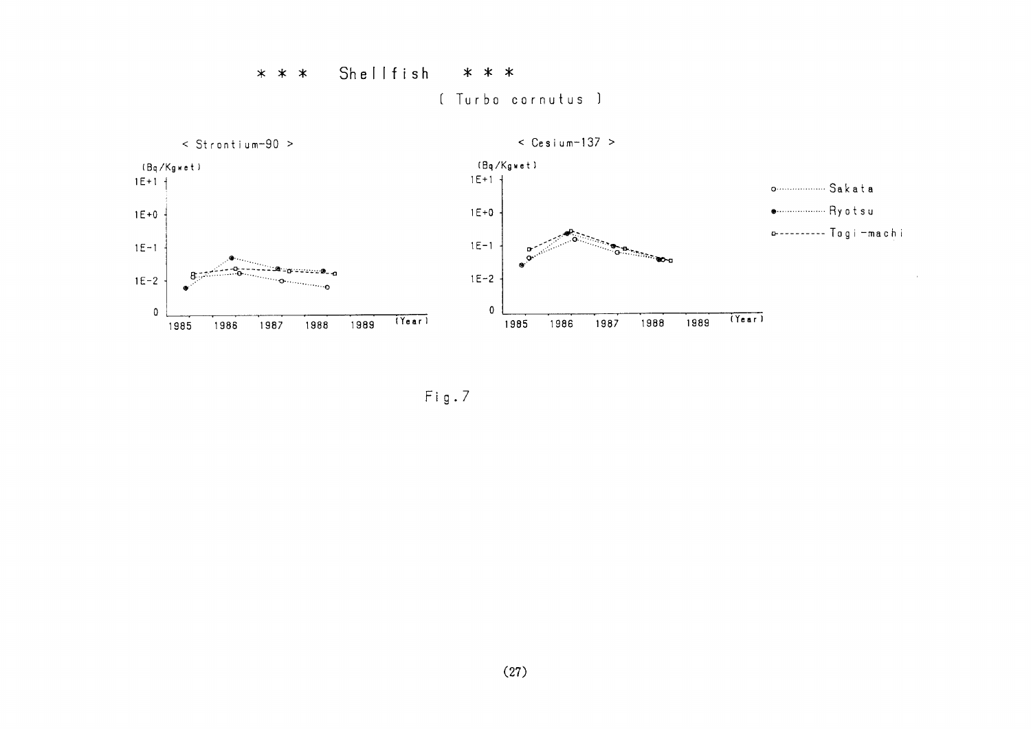# \* \* \* Shellfish \* \* \*

( Turbo cornutus )

< Strontium-90 >

(Bq/Kgwet)

1E+1

1E+0

1E-1

1E-2

0

1985 1986 1987 1988 1989 (Year)

< Cesium-137 >

(Bq/Kgwet)

1E+1

1E+0

1E-1

1E-2

0

1985 1986 1987 1988 1989 (Year)

o··········· Sakata

●··········· Ryotsu

□- - - - - - Togi-machi

Fig.7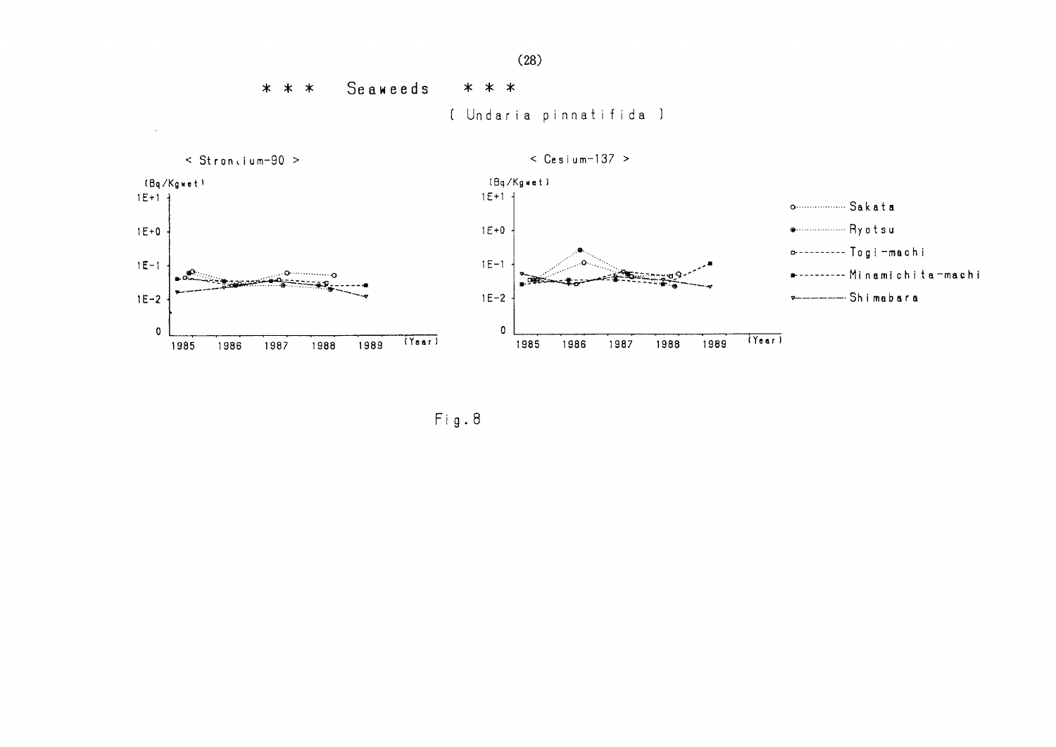# * * * Seaweeds * * *

( Undaria pinnatifida )

< Strontium-90 >

(Bq/Kgwet)

1E+1

1E+0

1E-1

1E-2

0

1985 1986 1987 1988 1989 (Year)

< Cesium-137 >

(Bq/Kgwet)

1E+1

1E+0

1E-1

1E-2

0

1985 1986 1987 1988 1989 (Year)

- Sakata
- Ryotsu
- Togi-machi
- Minamichita-machi
- Shimabara

Fig.8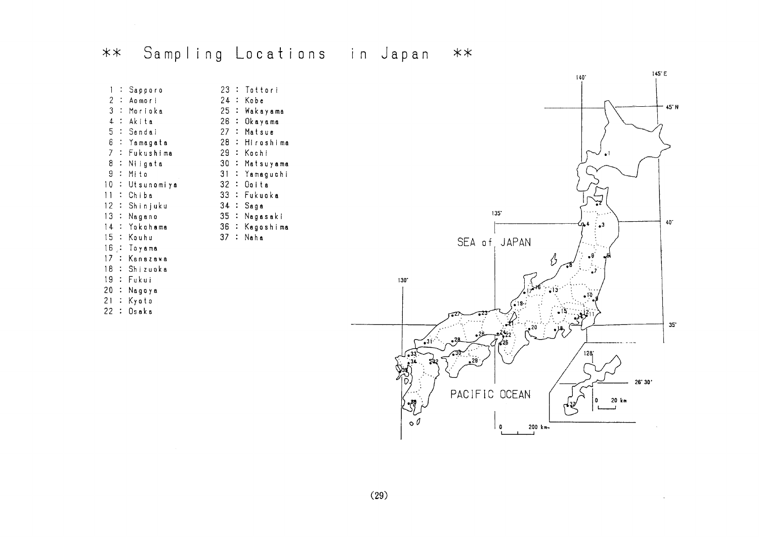# ** Sampling Locations in Japan **

1 : Sapporo
2 : Aomori
3 : Morioka
4 : Akita
5 : Sendai
6 : Yamagata
7 : Fukushima
8 : Niigata
9 : Mito
10 : Utsunomiya
11 : Chiba
12 : Shinjuku
13 : Nagano
14 : Yokohama
15 : Kouhu
16 : Toyama
17 : Kanazawa
18 : Shizuoka
19 : Fukui
20 : Nagoya
21 : Kyoto
22 : Osaka
23 : Tottori
24 : Kobe
25 : Wakayama
26 : Okayama
27 : Matsue
28 : Hiroshima
29 : Kochi
30 : Matsuyama
31 : Yamaguchi
32 : Ooita
33 : Fukuoka
34 : Saga
35 : Nagasaki
36 : Kagoshima
37 : Naha

140°
145°E
45°N
135°
40°
SEA of JAPAN
130°
35°
128°
26°30'
PACIFIC OCEAN
0 20 km
0 200 km